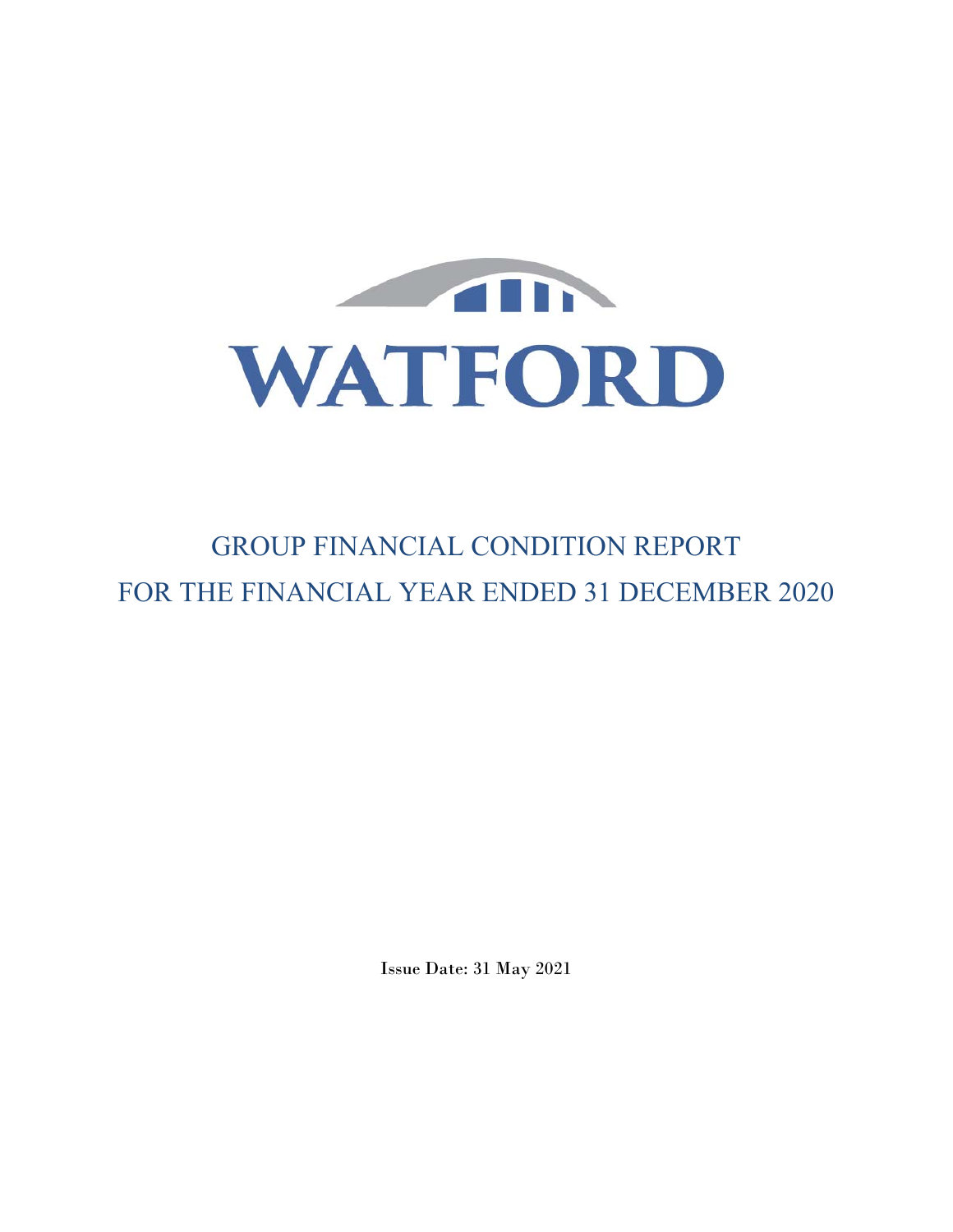# WATFORD

## GROUP FINANCIAL CONDITION REPORT
## FOR THE FINANCIAL YEAR ENDED 31 DECEMBER 2020

Issue Date: 31 May 2021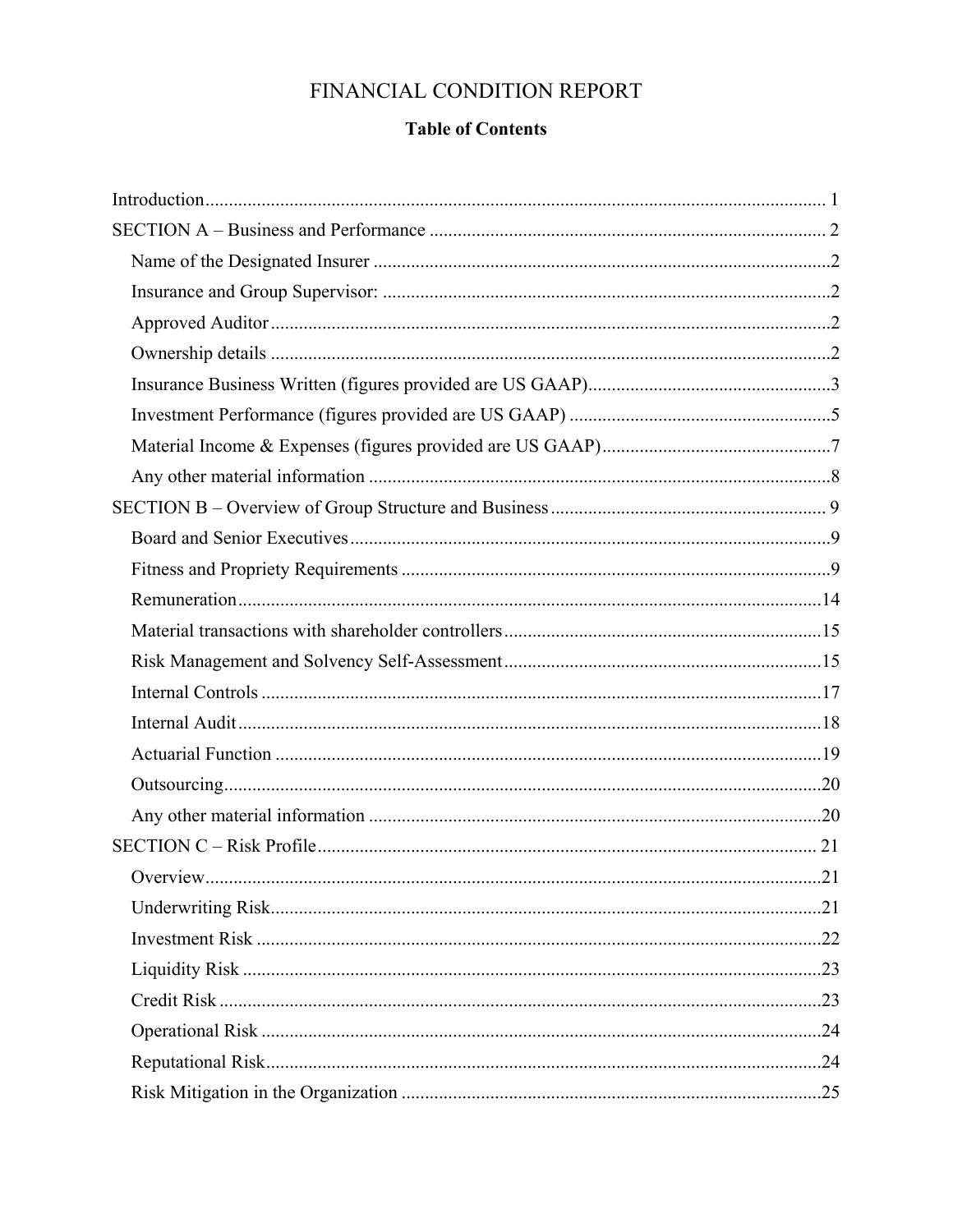# FINANCIAL CONDITION REPORT

## Table of Contents

Introduction .......... 1

SECTION A – Business and Performance .......... 2

- Name of the Designated Insurer .......... 2
- Insurance and Group Supervisor: .......... 2
- Approved Auditor .......... 2
- Ownership details .......... 2
- Insurance Business Written (figures provided are US GAAP) .......... 3
- Investment Performance (figures provided are US GAAP) .......... 5
- Material Income & Expenses (figures provided are US GAAP) .......... 7
- Any other material information .......... 8

SECTION B – Overview of Group Structure and Business .......... 9

- Board and Senior Executives .......... 9
- Fitness and Propriety Requirements .......... 9
- Remuneration .......... 14
- Material transactions with shareholder controllers .......... 15
- Risk Management and Solvency Self-Assessment .......... 15
- Internal Controls .......... 17
- Internal Audit .......... 18
- Actuarial Function .......... 19
- Outsourcing .......... 20
- Any other material information .......... 20

SECTION C – Risk Profile .......... 21

- Overview .......... 21
- Underwriting Risk .......... 21
- Investment Risk .......... 22
- Liquidity Risk .......... 23
- Credit Risk .......... 23
- Operational Risk .......... 24
- Reputational Risk .......... 24
- Risk Mitigation in the Organization .......... 25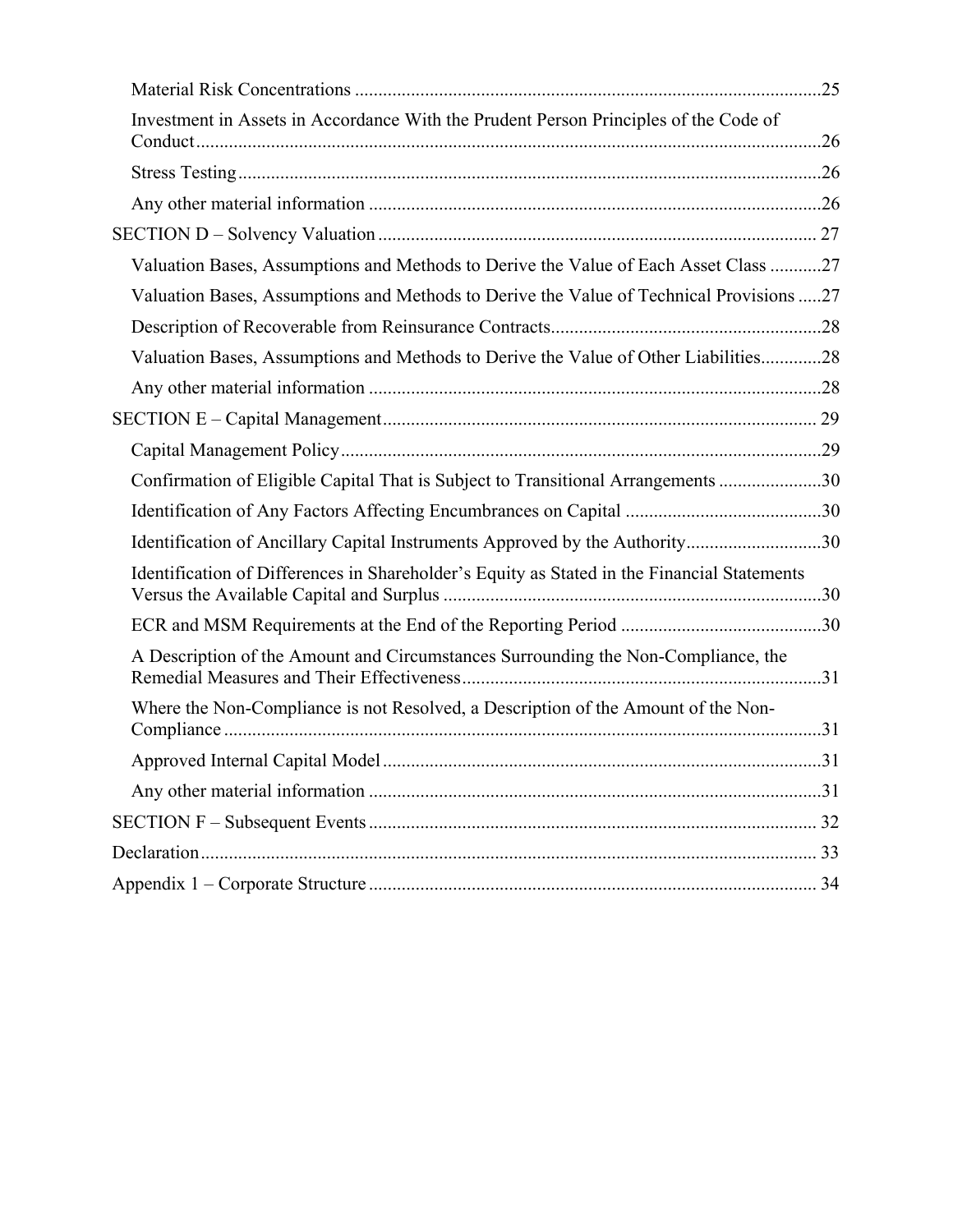Material Risk Concentrations ....................................................................................................25

Investment in Assets in Accordance With the Prudent Person Principles of the Code of Conduct .....................................................................................................................................26

Stress Testing ............................................................................................................................26

Any other material information .................................................................................................26

SECTION D – Solvency Valuation ............................................................................................ 27

Valuation Bases, Assumptions and Methods to Derive the Value of Each Asset Class ...........27

Valuation Bases, Assumptions and Methods to Derive the Value of Technical Provisions .....27

Description of Recoverable from Reinsurance Contracts..........................................................28

Valuation Bases, Assumptions and Methods to Derive the Value of Other Liabilities.............28

Any other material information .................................................................................................28

SECTION E – Capital Management ........................................................................................... 29

Capital Management Policy ......................................................................................................29

Confirmation of Eligible Capital That is Subject to Transitional Arrangements ......................30

Identification of Any Factors Affecting Encumbrances on Capital ..........................................30

Identification of Ancillary Capital Instruments Approved by the Authority.............................30

Identification of Differences in Shareholder's Equity as Stated in the Financial Statements Versus the Available Capital and Surplus .................................................................................30

ECR and MSM Requirements at the End of the Reporting Period ...........................................30

A Description of the Amount and Circumstances Surrounding the Non-Compliance, the Remedial Measures and Their Effectiveness .............................................................................31

Where the Non-Compliance is not Resolved, a Description of the Amount of the Non-Compliance ...............................................................................................................................31

Approved Internal Capital Model .............................................................................................31

Any other material information .................................................................................................31

SECTION F – Subsequent Events ............................................................................................... 32

Declaration .................................................................................................................................. 33

Appendix 1 – Corporate Structure ............................................................................................... 34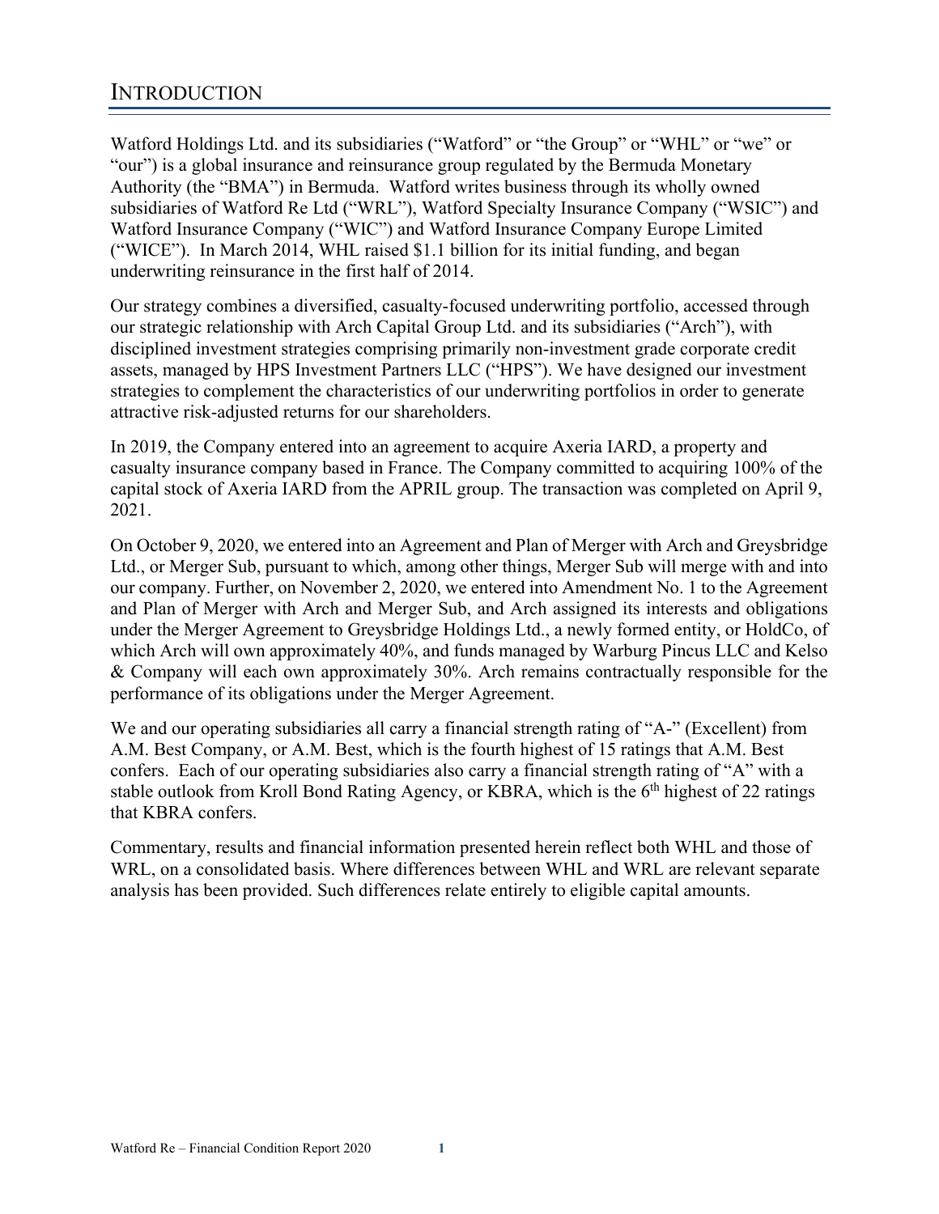# INTRODUCTION

Watford Holdings Ltd. and its subsidiaries ("Watford" or "the Group" or "WHL" or "we" or "our") is a global insurance and reinsurance group regulated by the Bermuda Monetary Authority (the "BMA") in Bermuda. Watford writes business through its wholly owned subsidiaries of Watford Re Ltd ("WRL"), Watford Specialty Insurance Company ("WSIC") and Watford Insurance Company ("WIC") and Watford Insurance Company Europe Limited ("WICE"). In March 2014, WHL raised $1.1 billion for its initial funding, and began underwriting reinsurance in the first half of 2014.

Our strategy combines a diversified, casualty-focused underwriting portfolio, accessed through our strategic relationship with Arch Capital Group Ltd. and its subsidiaries ("Arch"), with disciplined investment strategies comprising primarily non-investment grade corporate credit assets, managed by HPS Investment Partners LLC ("HPS"). We have designed our investment strategies to complement the characteristics of our underwriting portfolios in order to generate attractive risk-adjusted returns for our shareholders.

In 2019, the Company entered into an agreement to acquire Axeria IARD, a property and casualty insurance company based in France. The Company committed to acquiring 100% of the capital stock of Axeria IARD from the APRIL group. The transaction was completed on April 9, 2021.

On October 9, 2020, we entered into an Agreement and Plan of Merger with Arch and Greysbridge Ltd., or Merger Sub, pursuant to which, among other things, Merger Sub will merge with and into our company. Further, on November 2, 2020, we entered into Amendment No. 1 to the Agreement and Plan of Merger with Arch and Merger Sub, and Arch assigned its interests and obligations under the Merger Agreement to Greysbridge Holdings Ltd., a newly formed entity, or HoldCo, of which Arch will own approximately 40%, and funds managed by Warburg Pincus LLC and Kelso & Company will each own approximately 30%. Arch remains contractually responsible for the performance of its obligations under the Merger Agreement.

We and our operating subsidiaries all carry a financial strength rating of "A-" (Excellent) from A.M. Best Company, or A.M. Best, which is the fourth highest of 15 ratings that A.M. Best confers. Each of our operating subsidiaries also carry a financial strength rating of "A" with a stable outlook from Kroll Bond Rating Agency, or KBRA, which is the 6th highest of 22 ratings that KBRA confers.

Commentary, results and financial information presented herein reflect both WHL and those of WRL, on a consolidated basis. Where differences between WHL and WRL are relevant separate analysis has been provided. Such differences relate entirely to eligible capital amounts.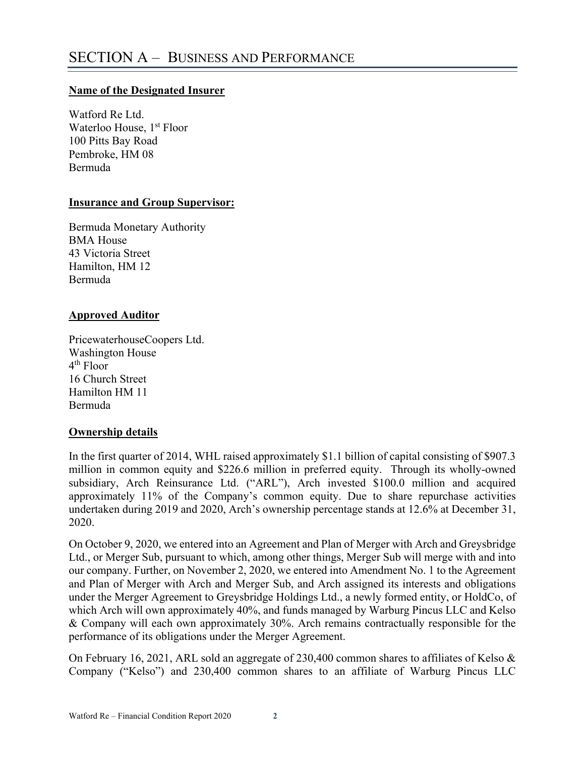# SECTION A – BUSINESS AND PERFORMANCE

**Name of the Designated Insurer**

Watford Re Ltd.
Waterloo House, 1st Floor
100 Pitts Bay Road
Pembroke, HM 08
Bermuda

**Insurance and Group Supervisor:**

Bermuda Monetary Authority
BMA House
43 Victoria Street
Hamilton, HM 12
Bermuda

**Approved Auditor**

PricewaterhouseCoopers Ltd.
Washington House
4th Floor
16 Church Street
Hamilton HM 11
Bermuda

**Ownership details**

In the first quarter of 2014, WHL raised approximately $1.1 billion of capital consisting of $907.3 million in common equity and $226.6 million in preferred equity. Through its wholly-owned subsidiary, Arch Reinsurance Ltd. ("ARL"), Arch invested $100.0 million and acquired approximately 11% of the Company's common equity. Due to share repurchase activities undertaken during 2019 and 2020, Arch's ownership percentage stands at 12.6% at December 31, 2020.

On October 9, 2020, we entered into an Agreement and Plan of Merger with Arch and Greysbridge Ltd., or Merger Sub, pursuant to which, among other things, Merger Sub will merge with and into our company. Further, on November 2, 2020, we entered into Amendment No. 1 to the Agreement and Plan of Merger with Arch and Merger Sub, and Arch assigned its interests and obligations under the Merger Agreement to Greysbridge Holdings Ltd., a newly formed entity, or HoldCo, of which Arch will own approximately 40%, and funds managed by Warburg Pincus LLC and Kelso & Company will each own approximately 30%. Arch remains contractually responsible for the performance of its obligations under the Merger Agreement.

On February 16, 2021, ARL sold an aggregate of 230,400 common shares to affiliates of Kelso & Company ("Kelso") and 230,400 common shares to an affiliate of Warburg Pincus LLC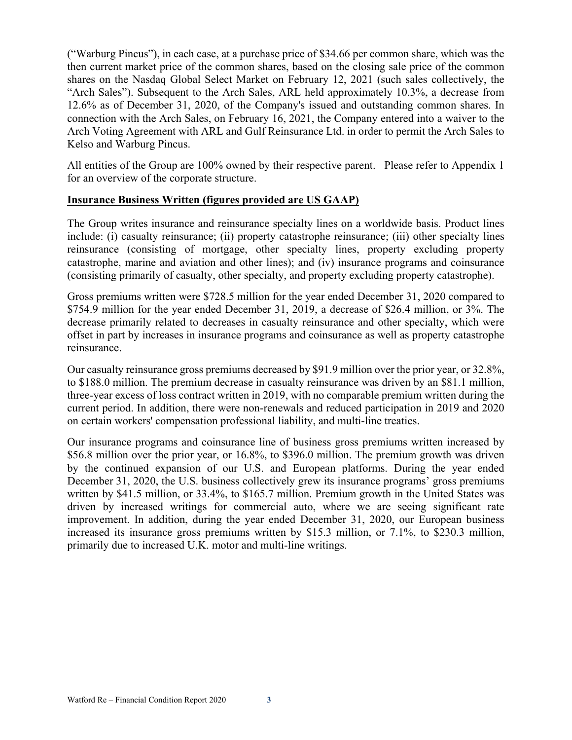(“Warburg Pincus”), in each case, at a purchase price of $34.66 per common share, which was the then current market price of the common shares, based on the closing sale price of the common shares on the Nasdaq Global Select Market on February 12, 2021 (such sales collectively, the “Arch Sales”). Subsequent to the Arch Sales, ARL held approximately 10.3%, a decrease from 12.6% as of December 31, 2020, of the Company's issued and outstanding common shares. In connection with the Arch Sales, on February 16, 2021, the Company entered into a waiver to the Arch Voting Agreement with ARL and Gulf Reinsurance Ltd. in order to permit the Arch Sales to Kelso and Warburg Pincus.

All entities of the Group are 100% owned by their respective parent. Please refer to Appendix 1 for an overview of the corporate structure.

**Insurance Business Written (figures provided are US GAAP)**

The Group writes insurance and reinsurance specialty lines on a worldwide basis. Product lines include: (i) casualty reinsurance; (ii) property catastrophe reinsurance; (iii) other specialty lines reinsurance (consisting of mortgage, other specialty lines, property excluding property catastrophe, marine and aviation and other lines); and (iv) insurance programs and coinsurance (consisting primarily of casualty, other specialty, and property excluding property catastrophe).

Gross premiums written were $728.5 million for the year ended December 31, 2020 compared to $754.9 million for the year ended December 31, 2019, a decrease of $26.4 million, or 3%. The decrease primarily related to decreases in casualty reinsurance and other specialty, which were offset in part by increases in insurance programs and coinsurance as well as property catastrophe reinsurance.

Our casualty reinsurance gross premiums decreased by $91.9 million over the prior year, or 32.8%, to $188.0 million. The premium decrease in casualty reinsurance was driven by an $81.1 million, three-year excess of loss contract written in 2019, with no comparable premium written during the current period. In addition, there were non-renewals and reduced participation in 2019 and 2020 on certain workers' compensation professional liability, and multi-line treaties.

Our insurance programs and coinsurance line of business gross premiums written increased by $56.8 million over the prior year, or 16.8%, to $396.0 million. The premium growth was driven by the continued expansion of our U.S. and European platforms. During the year ended December 31, 2020, the U.S. business collectively grew its insurance programs’ gross premiums written by $41.5 million, or 33.4%, to $165.7 million. Premium growth in the United States was driven by increased writings for commercial auto, where we are seeing significant rate improvement. In addition, during the year ended December 31, 2020, our European business increased its insurance gross premiums written by $15.3 million, or 7.1%, to $230.3 million, primarily due to increased U.K. motor and multi-line writings.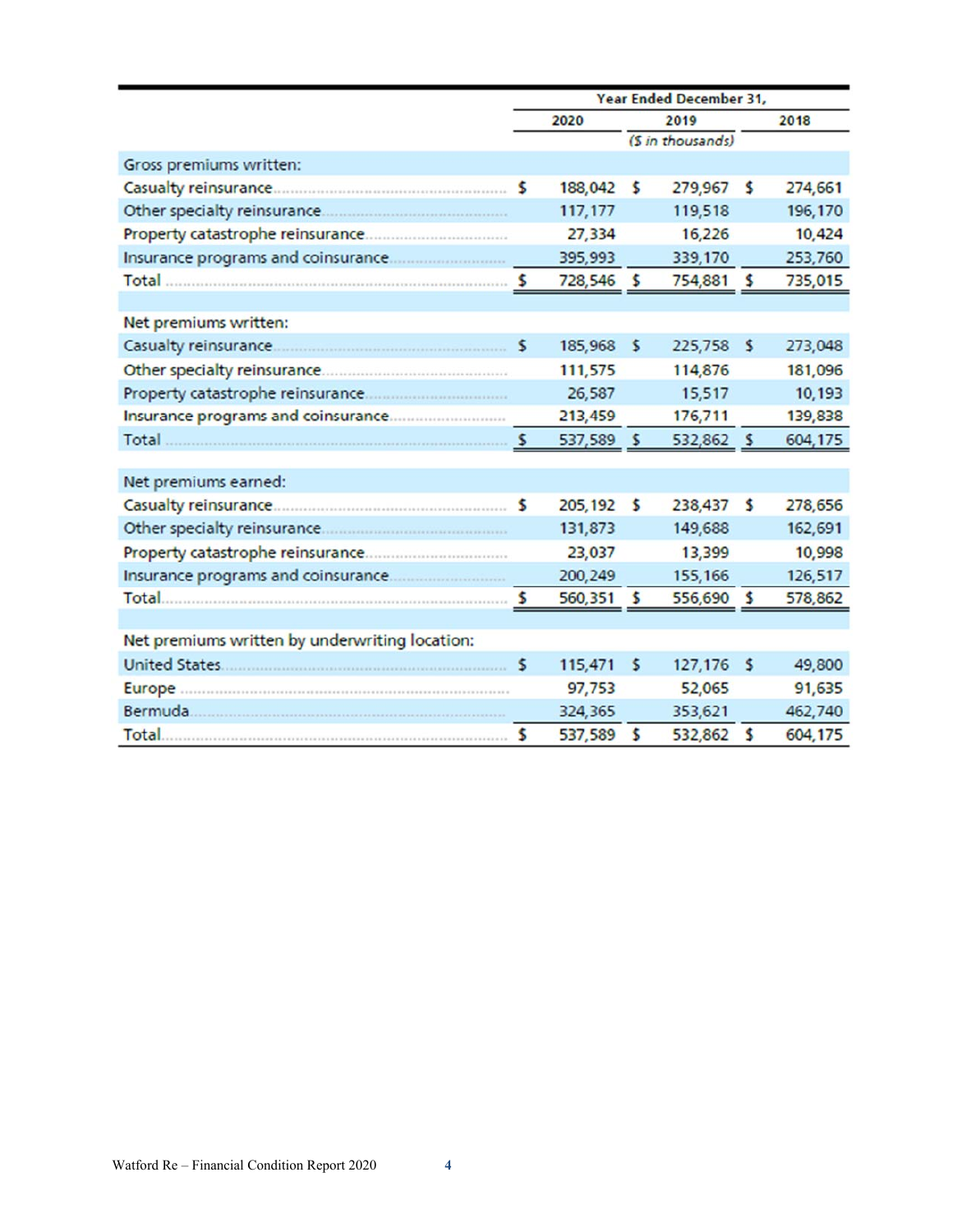| | Year Ended December 31, | | |
|---|---|---|---|
| | 2020 | 2019 | 2018 |
| | | ($ in thousands) | |
| **Gross premiums written:** | | | |
| Casualty reinsurance | $ 188,042 | $ 279,967 | $ 274,661 |
| Other specialty reinsurance | 117,177 | 119,518 | 196,170 |
| Property catastrophe reinsurance | 27,334 | 16,226 | 10,424 |
| Insurance programs and coinsurance | 395,993 | 339,170 | 253,760 |
| Total | $ 728,546 | $ 754,881 | $ 735,015 |
| **Net premiums written:** | | | |
| Casualty reinsurance | $ 185,968 | $ 225,758 | $ 273,048 |
| Other specialty reinsurance | 111,575 | 114,876 | 181,096 |
| Property catastrophe reinsurance | 26,587 | 15,517 | 10,193 |
| Insurance programs and coinsurance | 213,459 | 176,711 | 139,838 |
| Total | $ 537,589 | $ 532,862 | $ 604,175 |
| **Net premiums earned:** | | | |
| Casualty reinsurance | $ 205,192 | $ 238,437 | $ 278,656 |
| Other specialty reinsurance | 131,873 | 149,688 | 162,691 |
| Property catastrophe reinsurance | 23,037 | 13,399 | 10,998 |
| Insurance programs and coinsurance | 200,249 | 155,166 | 126,517 |
| Total | $ 560,351 | $ 556,690 | $ 578,862 |
| **Net premiums written by underwriting location:** | | | |
| United States | $ 115,471 | $ 127,176 | $ 49,800 |
| Europe | 97,753 | 52,065 | 91,635 |
| Bermuda | 324,365 | 353,621 | 462,740 |
| Total | $ 537,589 | $ 532,862 | $ 604,175 |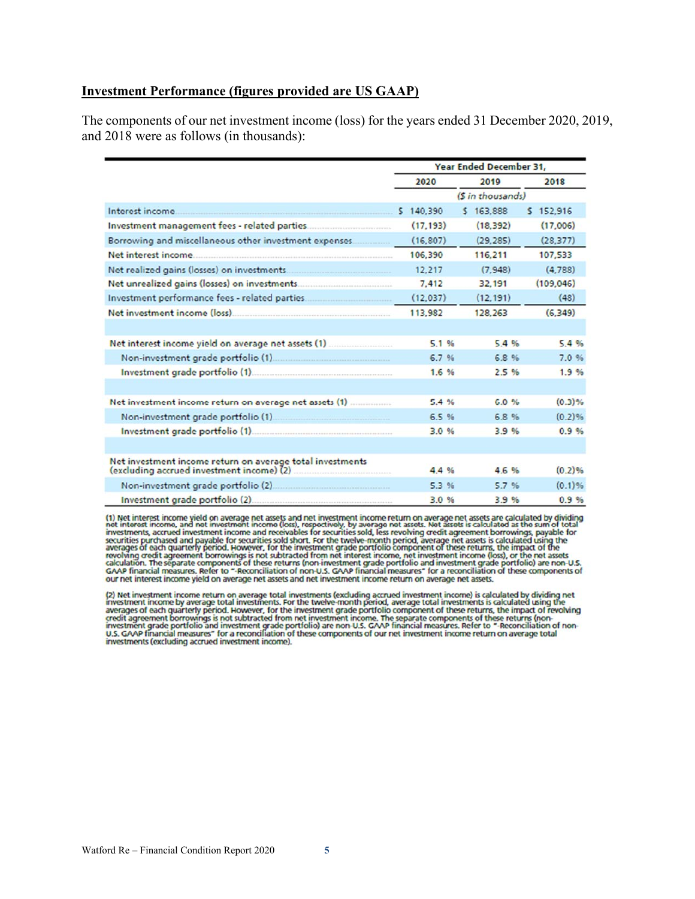**Investment Performance (figures provided are US GAAP)**

The components of our net investment income (loss) for the years ended 31 December 2020, 2019, and 2018 were as follows (in thousands):

| | Year Ended December 31, | | |
|---|---|---|---|
| | 2020 | 2019 | 2018 |
| | | ($ in thousands) | |
| Interest income | $ 140,390 | $ 163,888 | $ 152,916 |
| Investment management fees - related parties | (17,193) | (18,392) | (17,006) |
| Borrowing and miscellaneous other investment expenses | (16,807) | (29,285) | (28,377) |
| Net interest income | 106,390 | 116,211 | 107,533 |
| Net realized gains (losses) on investments | 12,217 | (7,948) | (4,788) |
| Net unrealized gains (losses) on investments | 7,412 | 32,191 | (109,046) |
| Investment performance fees - related parties | (12,037) | (12,191) | (48) |
| Net investment income (loss) | 113,982 | 128,263 | (6,349) |
| | | | |
| Net interest income yield on average net assets (1) | 5.1 % | 5.4 % | 5.4 % |
| Non-investment grade portfolio (1) | 6.7 % | 6.8 % | 7.0 % |
| Investment grade portfolio (1) | 1.6 % | 2.5 % | 1.9 % |
| | | | |
| Net investment income return on average net assets (1) | 5.4 % | 6.0 % | (0.3)% |
| Non-investment grade portfolio (1) | 6.5 % | 6.8 % | (0.2)% |
| Investment grade portfolio (1) | 3.0 % | 3.9 % | 0.9 % |
| | | | |
| Net investment income return on average total investments (excluding accrued investment income) (2) | 4.4 % | 4.6 % | (0.2)% |
| Non-investment grade portfolio (2) | 5.3 % | 5.7 % | (0.1)% |
| Investment grade portfolio (2) | 3.0 % | 3.9 % | 0.9 % |

(1) Net interest income yield on average net assets and net investment income return on average net assets are calculated by dividing net interest income, and net investment income (loss), respectively, by average net assets. Net assets is calculated as the sum of total investments, accrued investment income and receivables for securities sold, less revolving credit agreement borrowings, payable for securities purchased and payable for securities sold short. For the twelve-month period, average net assets is calculated using the averages of each quarterly period. However, for the investment grade portfolio component of these returns, the impact of the revolving credit agreement borrowings is not subtracted from net interest income, net investment income (loss), or the net assets calculation. The separate components of these returns (non-investment grade portfolio and investment grade portfolio) are non-U.S. GAAP financial measures. Refer to "-Reconciliation of non-U.S. GAAP financial measures" for a reconciliation of these components of our net interest income yield on average net assets and net investment income return on average net assets.

(2) Net investment income return on average total investments (excluding accrued investment income) is calculated by dividing net investment income by average total investments. For the twelve-month period, average total investments is calculated using the averages of each quarterly period. However, for the investment grade portfolio component of these returns, the impact of revolving credit agreement borrowings is not subtracted from net investment income. The separate components of these returns (non-investment grade portfolio and investment grade portfolio) are non-U.S. GAAP financial measures. Refer to "-Reconciliation of non-U.S. GAAP financial measures" for a reconciliation of these components of our net investment income return on average total investments (excluding accrued investment income).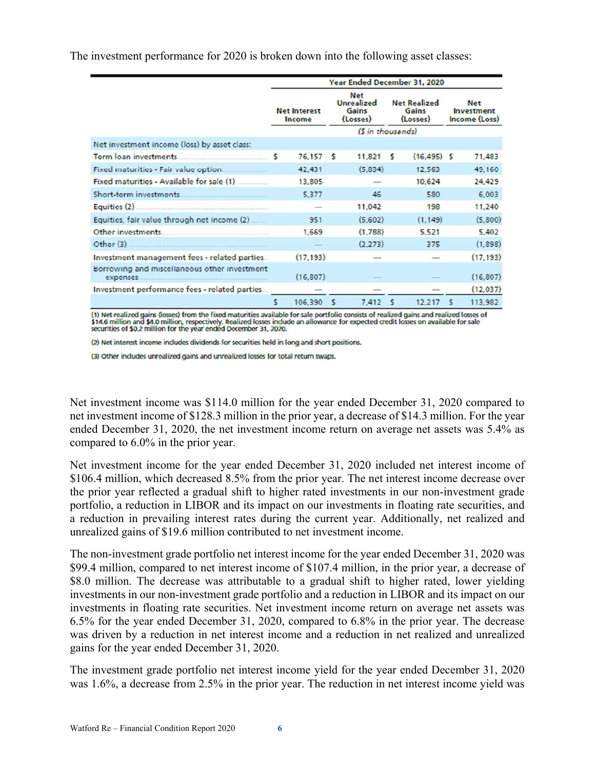The investment performance for 2020 is broken down into the following asset classes:

| | Year Ended December 31, 2020 | | | |
|---|---|---|---|---|
| | Net Interest Income | Net Unrealized Gains (Losses) | Net Realized Gains (Losses) | Net Investment Income (Loss) |
| | ($ in thousands) | | | |
| Net investment income (loss) by asset class: | | | | |
| Term loan investments | $ 76,157 | $ 11,821 | $ (16,495) | $ 71,483 |
| Fixed maturities - Fair value option | 42,431 | (5,834) | 12,563 | 49,160 |
| Fixed maturities - Available for sale (1) | 13,805 | — | 10,624 | 24,429 |
| Short-term investments | 5,377 | 46 | 580 | 6,003 |
| Equities (2) | — | 11,042 | 198 | 11,240 |
| Equities, fair value through net income (2) | 951 | (5,602) | (1,149) | (5,800) |
| Other investments | 1,669 | (1,788) | 5,521 | 5,402 |
| Other (3) | — | (2,273) | 375 | (1,898) |
| Investment management fees - related parties | (17,193) | — | — | (17,193) |
| Borrowing and miscellaneous other investment expenses | (16,807) | — | — | (16,807) |
| Investment performance fees - related parties | — | — | — | (12,037) |
| | $ 106,390 | $ 7,412 | $ 12,217 | $ 113,982 |

(1) Net realized gains (losses) from the fixed maturities available for sale portfolio consists of realized gains and realized losses of $14.6 million and $4.0 million, respectively. Realized losses include an allowance for expected credit losses on available for sale securities of $0.2 million for the year ended December 31, 2020.

(2) Net interest income includes dividends for securities held in long and short positions.

(3) Other includes unrealized gains and unrealized losses for total return swaps.

Net investment income was $114.0 million for the year ended December 31, 2020 compared to net investment income of $128.3 million in the prior year, a decrease of $14.3 million. For the year ended December 31, 2020, the net investment income return on average net assets was 5.4% as compared to 6.0% in the prior year.

Net investment income for the year ended December 31, 2020 included net interest income of $106.4 million, which decreased 8.5% from the prior year. The net interest income decrease over the prior year reflected a gradual shift to higher rated investments in our non-investment grade portfolio, a reduction in LIBOR and its impact on our investments in floating rate securities, and a reduction in prevailing interest rates during the current year. Additionally, net realized and unrealized gains of $19.6 million contributed to net investment income.

The non-investment grade portfolio net interest income for the year ended December 31, 2020 was $99.4 million, compared to net interest income of $107.4 million, in the prior year, a decrease of $8.0 million. The decrease was attributable to a gradual shift to higher rated, lower yielding investments in our non-investment grade portfolio and a reduction in LIBOR and its impact on our investments in floating rate securities. Net investment income return on average net assets was 6.5% for the year ended December 31, 2020, compared to 6.8% in the prior year. The decrease was driven by a reduction in net interest income and a reduction in net realized and unrealized gains for the year ended December 31, 2020.

The investment grade portfolio net interest income yield for the year ended December 31, 2020 was 1.6%, a decrease from 2.5% in the prior year. The reduction in net interest income yield was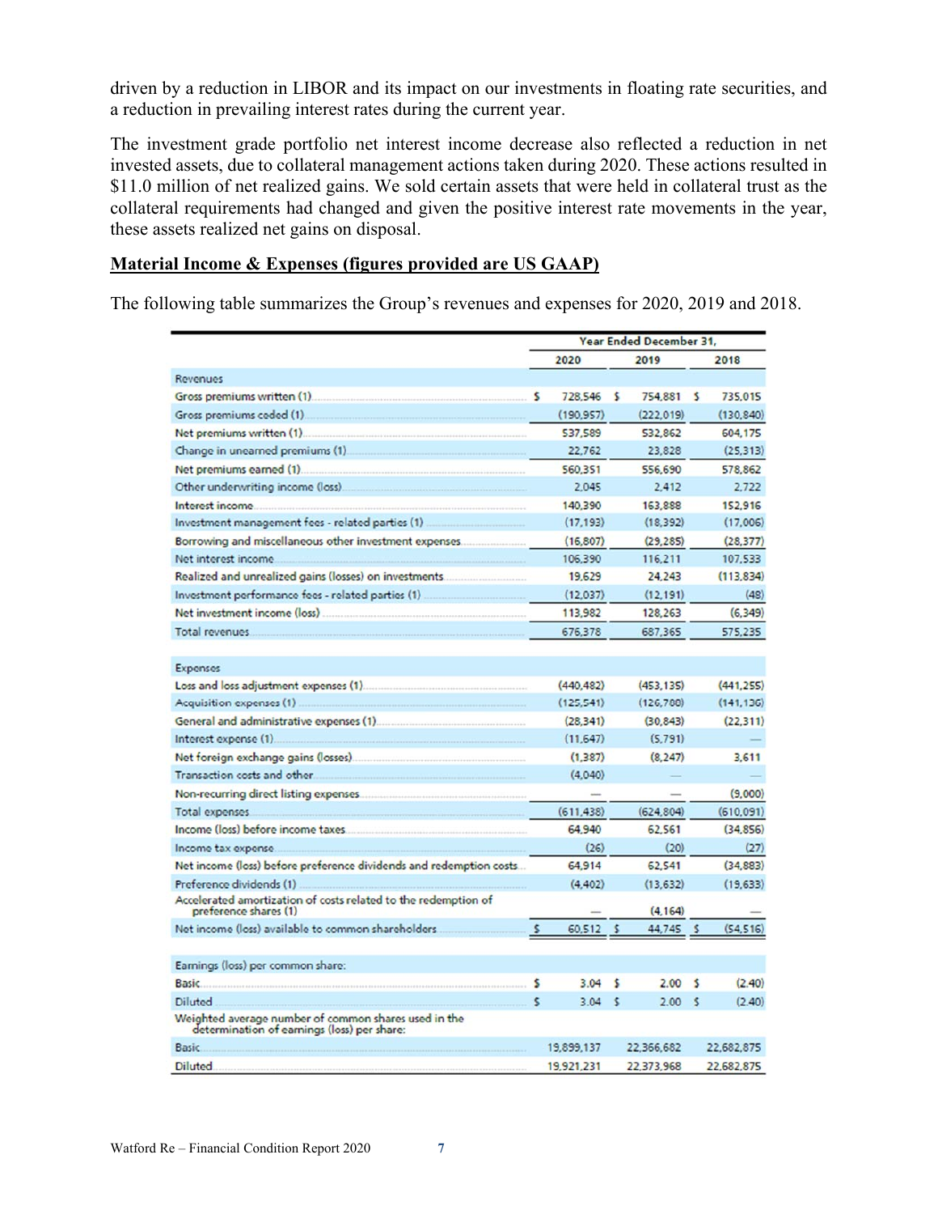driven by a reduction in LIBOR and its impact on our investments in floating rate securities, and a reduction in prevailing interest rates during the current year.

The investment grade portfolio net interest income decrease also reflected a reduction in net invested assets, due to collateral management actions taken during 2020. These actions resulted in $11.0 million of net realized gains. We sold certain assets that were held in collateral trust as the collateral requirements had changed and given the positive interest rate movements in the year, these assets realized net gains on disposal.

**Material Income & Expenses (figures provided are US GAAP)**

The following table summarizes the Group's revenues and expenses for 2020, 2019 and 2018.

| | Year Ended December 31, | | |
|---|---|---|---|
| | 2020 | 2019 | 2018 |
| **Revenues** | | | |
| Gross premiums written (1) | $ 728,546 | $ 754,881 | $ 735,015 |
| Gross premiums ceded (1) | (190,957) | (222,019) | (130,840) |
| Net premiums written (1) | 537,589 | 532,862 | 604,175 |
| Change in unearned premiums (1) | 22,762 | 23,828 | (25,313) |
| Net premiums earned (1) | 560,351 | 556,690 | 578,862 |
| Other underwriting income (loss) | 2,045 | 2,412 | 2,722 |
| Interest income | 140,390 | 163,888 | 152,916 |
| Investment management fees - related parties (1) | (17,193) | (18,392) | (17,006) |
| Borrowing and miscellaneous other investment expenses | (16,807) | (29,285) | (28,377) |
| Net interest income | 106,390 | 116,211 | 107,533 |
| Realized and unrealized gains (losses) on investments | 19,629 | 24,243 | (113,834) |
| Investment performance fees - related parties (1) | (12,037) | (12,191) | (48) |
| Net investment income (loss) | 113,982 | 128,263 | (6,349) |
| Total revenues | 676,378 | 687,365 | 575,235 |
| **Expenses** | | | |
| Loss and loss adjustment expenses (1) | (440,482) | (453,135) | (441,255) |
| Acquisition expenses (1) | (125,541) | (126,780) | (141,136) |
| General and administrative expenses (1) | (28,341) | (30,843) | (22,311) |
| Interest expense (1) | (11,647) | (5,791) | — |
| Net foreign exchange gains (losses) | (1,387) | (8,247) | 3,611 |
| Transaction costs and other | (4,040) | — | — |
| Non-recurring direct listing expenses | — | — | (9,000) |
| Total expenses | (611,438) | (624,804) | (610,091) |
| Income (loss) before income taxes | 64,940 | 62,561 | (34,856) |
| Income tax expense | (26) | (20) | (27) |
| Net income (loss) before preference dividends and redemption costs | 64,914 | 62,541 | (34,883) |
| Preference dividends (1) | (4,402) | (13,632) | (19,633) |
| Accelerated amortization of costs related to the redemption of preference shares (1) | — | (4,164) | — |
| Net income (loss) available to common shareholders | $ 60,512 | $ 44,745 | $ (54,516) |
| **Earnings (loss) per common share:** | | | |
| Basic | $ 3.04 | $ 2.00 | $ (2.40) |
| Diluted | $ 3.04 | $ 2.00 | $ (2.40) |
| Weighted average number of common shares used in the determination of earnings (loss) per share: | | | |
| Basic | 19,899,137 | 22,366,682 | 22,682,875 |
| Diluted | 19,921,231 | 22,373,968 | 22,682,875 |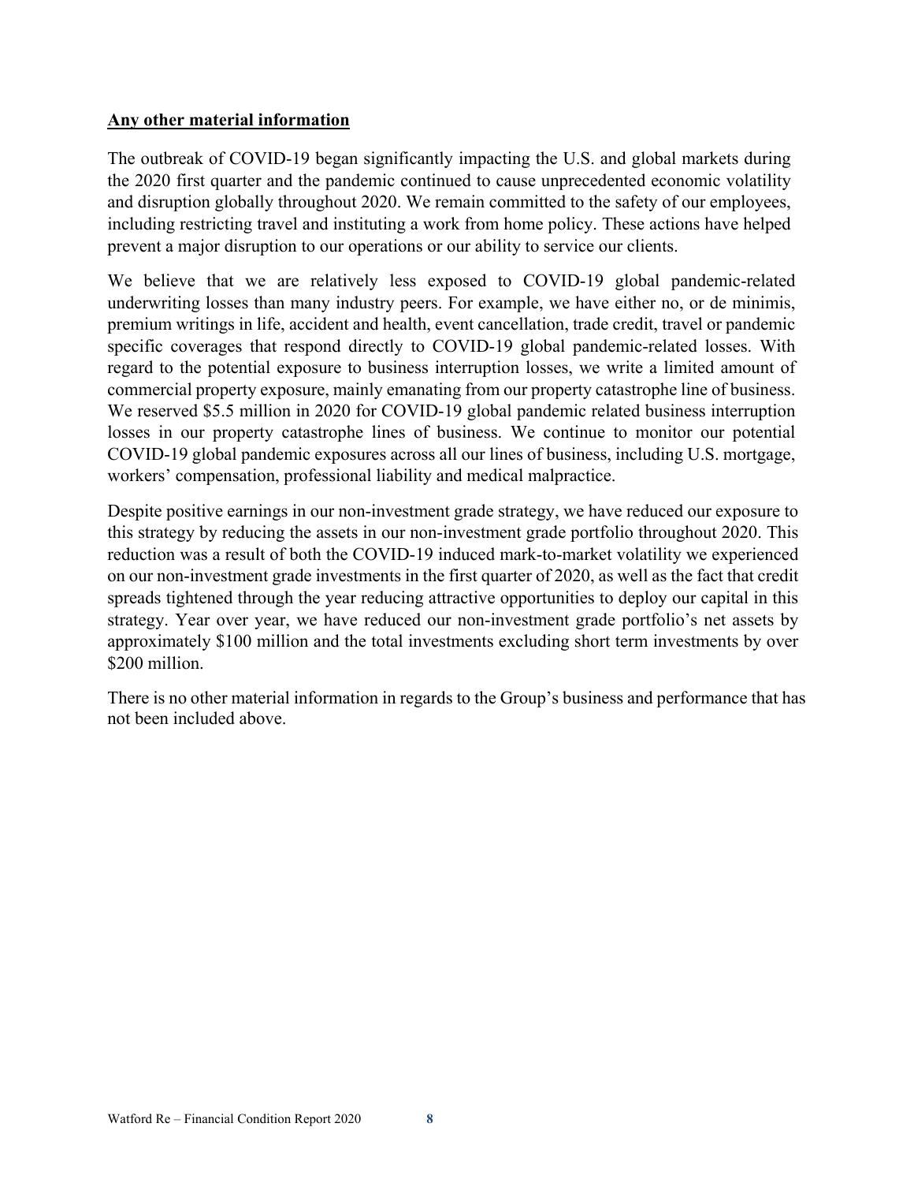## Any other material information

The outbreak of COVID-19 began significantly impacting the U.S. and global markets during the 2020 first quarter and the pandemic continued to cause unprecedented economic volatility and disruption globally throughout 2020. We remain committed to the safety of our employees, including restricting travel and instituting a work from home policy. These actions have helped prevent a major disruption to our operations or our ability to service our clients.

We believe that we are relatively less exposed to COVID-19 global pandemic-related underwriting losses than many industry peers. For example, we have either no, or de minimis, premium writings in life, accident and health, event cancellation, trade credit, travel or pandemic specific coverages that respond directly to COVID-19 global pandemic-related losses. With regard to the potential exposure to business interruption losses, we write a limited amount of commercial property exposure, mainly emanating from our property catastrophe line of business. We reserved \$5.5 million in 2020 for COVID-19 global pandemic related business interruption losses in our property catastrophe lines of business. We continue to monitor our potential COVID-19 global pandemic exposures across all our lines of business, including U.S. mortgage, workers' compensation, professional liability and medical malpractice.

Despite positive earnings in our non-investment grade strategy, we have reduced our exposure to this strategy by reducing the assets in our non-investment grade portfolio throughout 2020. This reduction was a result of both the COVID-19 induced mark-to-market volatility we experienced on our non-investment grade investments in the first quarter of 2020, as well as the fact that credit spreads tightened through the year reducing attractive opportunities to deploy our capital in this strategy. Year over year, we have reduced our non-investment grade portfolio's net assets by approximately \$100 million and the total investments excluding short term investments by over \$200 million.

There is no other material information in regards to the Group's business and performance that has not been included above.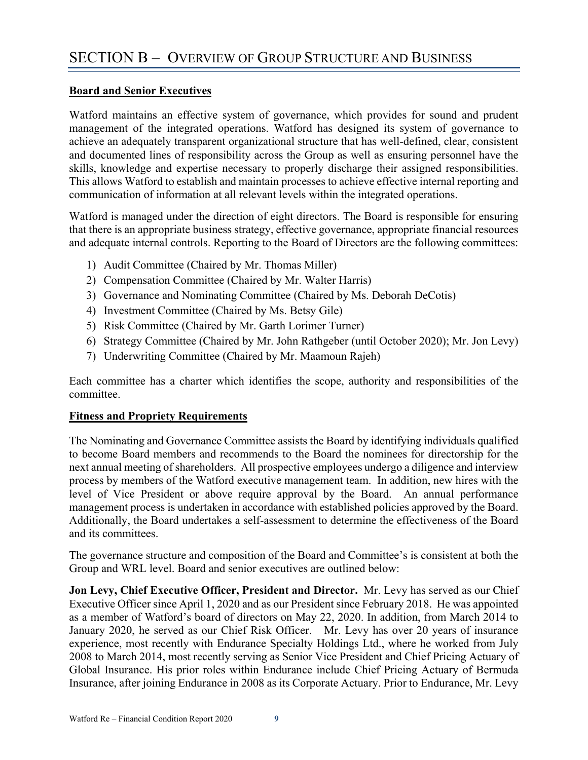# SECTION B – OVERVIEW OF GROUP STRUCTURE AND BUSINESS

**Board and Senior Executives**

Watford maintains an effective system of governance, which provides for sound and prudent management of the integrated operations. Watford has designed its system of governance to achieve an adequately transparent organizational structure that has well-defined, clear, consistent and documented lines of responsibility across the Group as well as ensuring personnel have the skills, knowledge and expertise necessary to properly discharge their assigned responsibilities. This allows Watford to establish and maintain processes to achieve effective internal reporting and communication of information at all relevant levels within the integrated operations.

Watford is managed under the direction of eight directors. The Board is responsible for ensuring that there is an appropriate business strategy, effective governance, appropriate financial resources and adequate internal controls. Reporting to the Board of Directors are the following committees:

1) Audit Committee (Chaired by Mr. Thomas Miller)
2) Compensation Committee (Chaired by Mr. Walter Harris)
3) Governance and Nominating Committee (Chaired by Ms. Deborah DeCotis)
4) Investment Committee (Chaired by Ms. Betsy Gile)
5) Risk Committee (Chaired by Mr. Garth Lorimer Turner)
6) Strategy Committee (Chaired by Mr. John Rathgeber (until October 2020); Mr. Jon Levy)
7) Underwriting Committee (Chaired by Mr. Maamoun Rajeh)

Each committee has a charter which identifies the scope, authority and responsibilities of the committee.

**Fitness and Propriety Requirements**

The Nominating and Governance Committee assists the Board by identifying individuals qualified to become Board members and recommends to the Board the nominees for directorship for the next annual meeting of shareholders. All prospective employees undergo a diligence and interview process by members of the Watford executive management team. In addition, new hires with the level of Vice President or above require approval by the Board. An annual performance management process is undertaken in accordance with established policies approved by the Board. Additionally, the Board undertakes a self-assessment to determine the effectiveness of the Board and its committees.

The governance structure and composition of the Board and Committee's is consistent at both the Group and WRL level. Board and senior executives are outlined below:

**Jon Levy, Chief Executive Officer, President and Director.** Mr. Levy has served as our Chief Executive Officer since April 1, 2020 and as our President since February 2018. He was appointed as a member of Watford's board of directors on May 22, 2020. In addition, from March 2014 to January 2020, he served as our Chief Risk Officer. Mr. Levy has over 20 years of insurance experience, most recently with Endurance Specialty Holdings Ltd., where he worked from July 2008 to March 2014, most recently serving as Senior Vice President and Chief Pricing Actuary of Global Insurance. His prior roles within Endurance include Chief Pricing Actuary of Bermuda Insurance, after joining Endurance in 2008 as its Corporate Actuary. Prior to Endurance, Mr. Levy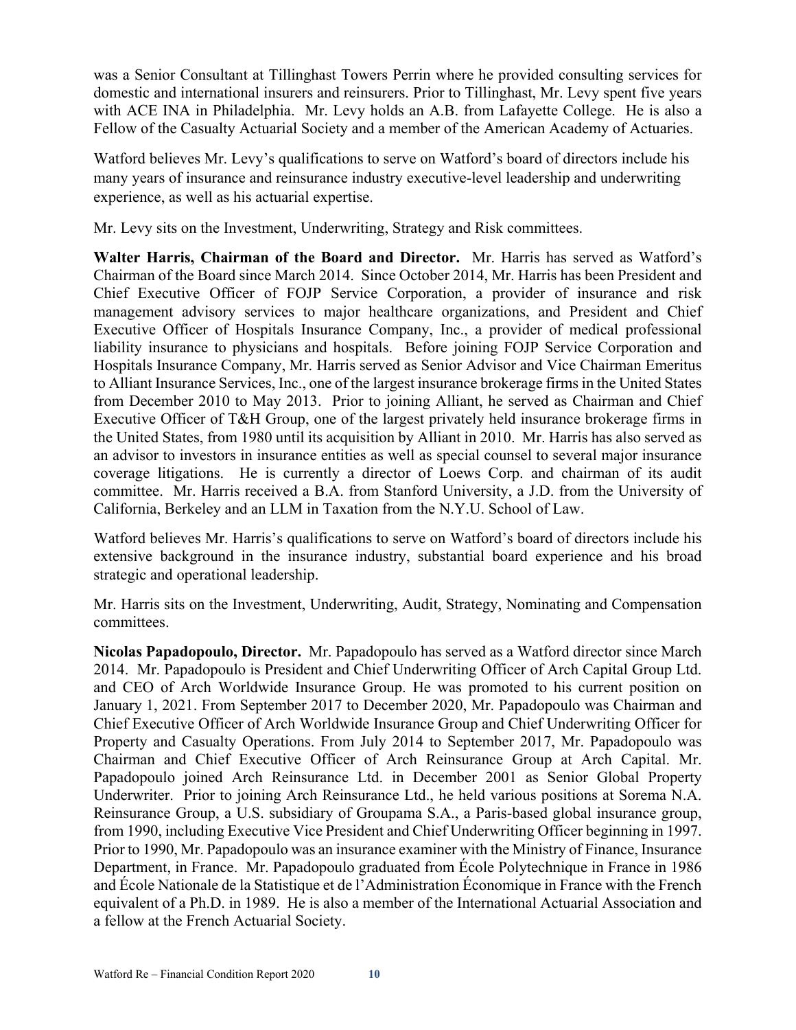was a Senior Consultant at Tillinghast Towers Perrin where he provided consulting services for domestic and international insurers and reinsurers. Prior to Tillinghast, Mr. Levy spent five years with ACE INA in Philadelphia. Mr. Levy holds an A.B. from Lafayette College. He is also a Fellow of the Casualty Actuarial Society and a member of the American Academy of Actuaries.

Watford believes Mr. Levy's qualifications to serve on Watford's board of directors include his many years of insurance and reinsurance industry executive-level leadership and underwriting experience, as well as his actuarial expertise.

Mr. Levy sits on the Investment, Underwriting, Strategy and Risk committees.

**Walter Harris, Chairman of the Board and Director.** Mr. Harris has served as Watford's Chairman of the Board since March 2014. Since October 2014, Mr. Harris has been President and Chief Executive Officer of FOJP Service Corporation, a provider of insurance and risk management advisory services to major healthcare organizations, and President and Chief Executive Officer of Hospitals Insurance Company, Inc., a provider of medical professional liability insurance to physicians and hospitals. Before joining FOJP Service Corporation and Hospitals Insurance Company, Mr. Harris served as Senior Advisor and Vice Chairman Emeritus to Alliant Insurance Services, Inc., one of the largest insurance brokerage firms in the United States from December 2010 to May 2013. Prior to joining Alliant, he served as Chairman and Chief Executive Officer of T&H Group, one of the largest privately held insurance brokerage firms in the United States, from 1980 until its acquisition by Alliant in 2010. Mr. Harris has also served as an advisor to investors in insurance entities as well as special counsel to several major insurance coverage litigations. He is currently a director of Loews Corp. and chairman of its audit committee. Mr. Harris received a B.A. from Stanford University, a J.D. from the University of California, Berkeley and an LLM in Taxation from the N.Y.U. School of Law.

Watford believes Mr. Harris's qualifications to serve on Watford's board of directors include his extensive background in the insurance industry, substantial board experience and his broad strategic and operational leadership.

Mr. Harris sits on the Investment, Underwriting, Audit, Strategy, Nominating and Compensation committees.

**Nicolas Papadopoulo, Director.** Mr. Papadopoulo has served as a Watford director since March 2014. Mr. Papadopoulo is President and Chief Underwriting Officer of Arch Capital Group Ltd. and CEO of Arch Worldwide Insurance Group. He was promoted to his current position on January 1, 2021. From September 2017 to December 2020, Mr. Papadopoulo was Chairman and Chief Executive Officer of Arch Worldwide Insurance Group and Chief Underwriting Officer for Property and Casualty Operations. From July 2014 to September 2017, Mr. Papadopoulo was Chairman and Chief Executive Officer of Arch Reinsurance Group at Arch Capital. Mr. Papadopoulo joined Arch Reinsurance Ltd. in December 2001 as Senior Global Property Underwriter. Prior to joining Arch Reinsurance Ltd., he held various positions at Sorema N.A. Reinsurance Group, a U.S. subsidiary of Groupama S.A., a Paris-based global insurance group, from 1990, including Executive Vice President and Chief Underwriting Officer beginning in 1997. Prior to 1990, Mr. Papadopoulo was an insurance examiner with the Ministry of Finance, Insurance Department, in France. Mr. Papadopoulo graduated from École Polytechnique in France in 1986 and École Nationale de la Statistique et de l'Administration Économique in France with the French equivalent of a Ph.D. in 1989. He is also a member of the International Actuarial Association and a fellow at the French Actuarial Society.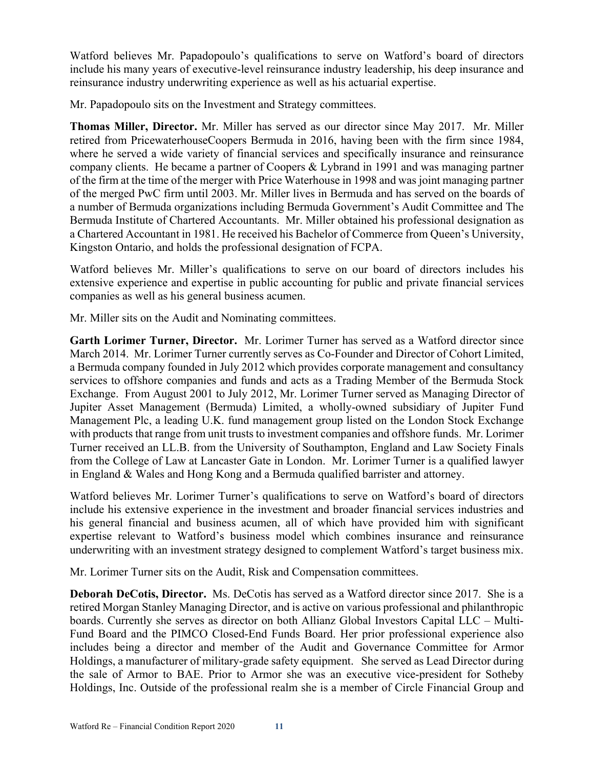Watford believes Mr. Papadopoulo's qualifications to serve on Watford's board of directors include his many years of executive-level reinsurance industry leadership, his deep insurance and reinsurance industry underwriting experience as well as his actuarial expertise.

Mr. Papadopoulo sits on the Investment and Strategy committees.

**Thomas Miller, Director.** Mr. Miller has served as our director since May 2017. Mr. Miller retired from PricewaterhouseCoopers Bermuda in 2016, having been with the firm since 1984, where he served a wide variety of financial services and specifically insurance and reinsurance company clients. He became a partner of Coopers & Lybrand in 1991 and was managing partner of the firm at the time of the merger with Price Waterhouse in 1998 and was joint managing partner of the merged PwC firm until 2003. Mr. Miller lives in Bermuda and has served on the boards of a number of Bermuda organizations including Bermuda Government's Audit Committee and The Bermuda Institute of Chartered Accountants. Mr. Miller obtained his professional designation as a Chartered Accountant in 1981. He received his Bachelor of Commerce from Queen's University, Kingston Ontario, and holds the professional designation of FCPA.

Watford believes Mr. Miller's qualifications to serve on our board of directors includes his extensive experience and expertise in public accounting for public and private financial services companies as well as his general business acumen.

Mr. Miller sits on the Audit and Nominating committees.

**Garth Lorimer Turner, Director.** Mr. Lorimer Turner has served as a Watford director since March 2014. Mr. Lorimer Turner currently serves as Co-Founder and Director of Cohort Limited, a Bermuda company founded in July 2012 which provides corporate management and consultancy services to offshore companies and funds and acts as a Trading Member of the Bermuda Stock Exchange. From August 2001 to July 2012, Mr. Lorimer Turner served as Managing Director of Jupiter Asset Management (Bermuda) Limited, a wholly-owned subsidiary of Jupiter Fund Management Plc, a leading U.K. fund management group listed on the London Stock Exchange with products that range from unit trusts to investment companies and offshore funds. Mr. Lorimer Turner received an LL.B. from the University of Southampton, England and Law Society Finals from the College of Law at Lancaster Gate in London. Mr. Lorimer Turner is a qualified lawyer in England & Wales and Hong Kong and a Bermuda qualified barrister and attorney.

Watford believes Mr. Lorimer Turner's qualifications to serve on Watford's board of directors include his extensive experience in the investment and broader financial services industries and his general financial and business acumen, all of which have provided him with significant expertise relevant to Watford's business model which combines insurance and reinsurance underwriting with an investment strategy designed to complement Watford's target business mix.

Mr. Lorimer Turner sits on the Audit, Risk and Compensation committees.

**Deborah DeCotis, Director.** Ms. DeCotis has served as a Watford director since 2017. She is a retired Morgan Stanley Managing Director, and is active on various professional and philanthropic boards. Currently she serves as director on both Allianz Global Investors Capital LLC – Multi-Fund Board and the PIMCO Closed-End Funds Board. Her prior professional experience also includes being a director and member of the Audit and Governance Committee for Armor Holdings, a manufacturer of military-grade safety equipment. She served as Lead Director during the sale of Armor to BAE. Prior to Armor she was an executive vice-president for Sotheby Holdings, Inc. Outside of the professional realm she is a member of Circle Financial Group and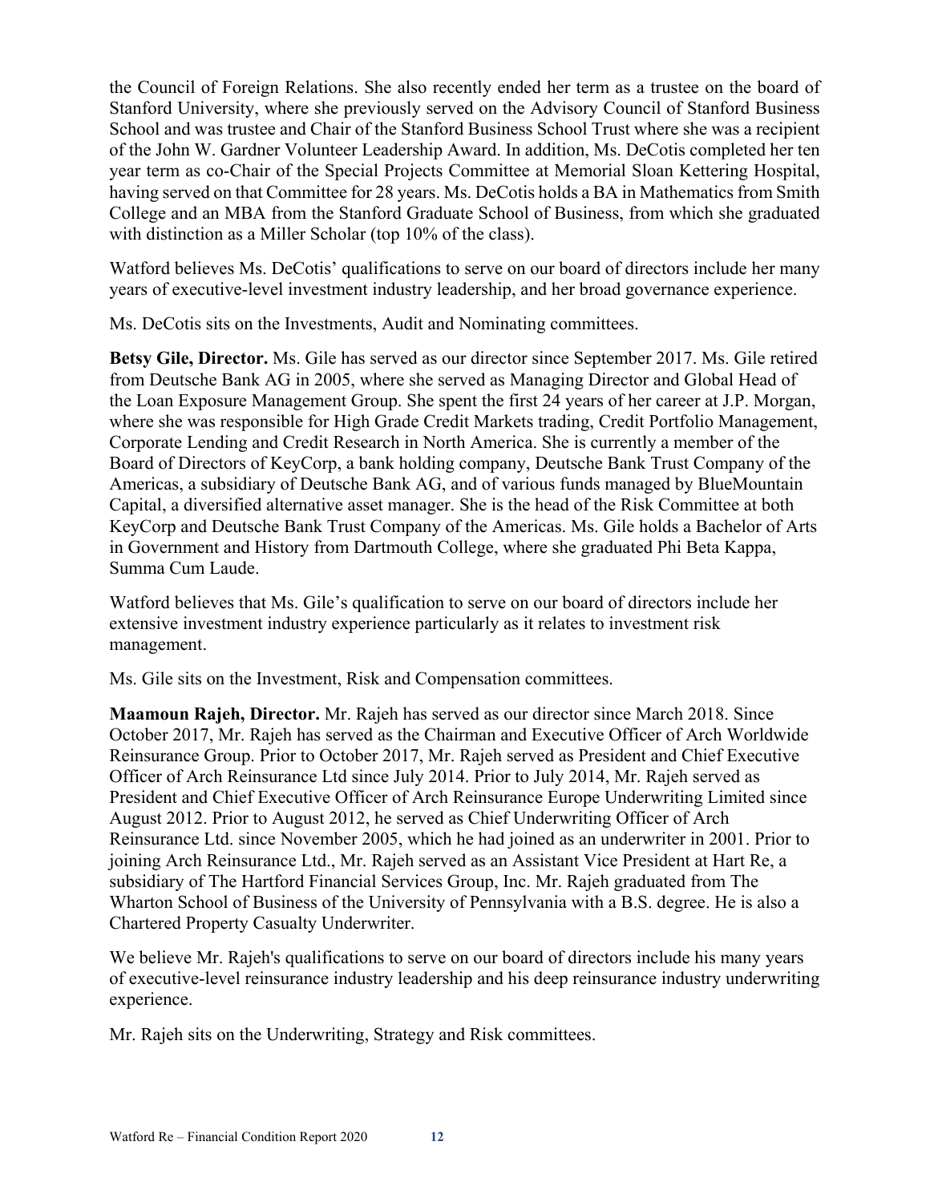the Council of Foreign Relations. She also recently ended her term as a trustee on the board of Stanford University, where she previously served on the Advisory Council of Stanford Business School and was trustee and Chair of the Stanford Business School Trust where she was a recipient of the John W. Gardner Volunteer Leadership Award. In addition, Ms. DeCotis completed her ten year term as co-Chair of the Special Projects Committee at Memorial Sloan Kettering Hospital, having served on that Committee for 28 years. Ms. DeCotis holds a BA in Mathematics from Smith College and an MBA from the Stanford Graduate School of Business, from which she graduated with distinction as a Miller Scholar (top 10% of the class).

Watford believes Ms. DeCotis' qualifications to serve on our board of directors include her many years of executive-level investment industry leadership, and her broad governance experience.

Ms. DeCotis sits on the Investments, Audit and Nominating committees.

**Betsy Gile, Director.** Ms. Gile has served as our director since September 2017. Ms. Gile retired from Deutsche Bank AG in 2005, where she served as Managing Director and Global Head of the Loan Exposure Management Group. She spent the first 24 years of her career at J.P. Morgan, where she was responsible for High Grade Credit Markets trading, Credit Portfolio Management, Corporate Lending and Credit Research in North America. She is currently a member of the Board of Directors of KeyCorp, a bank holding company, Deutsche Bank Trust Company of the Americas, a subsidiary of Deutsche Bank AG, and of various funds managed by BlueMountain Capital, a diversified alternative asset manager. She is the head of the Risk Committee at both KeyCorp and Deutsche Bank Trust Company of the Americas. Ms. Gile holds a Bachelor of Arts in Government and History from Dartmouth College, where she graduated Phi Beta Kappa, Summa Cum Laude.

Watford believes that Ms. Gile's qualification to serve on our board of directors include her extensive investment industry experience particularly as it relates to investment risk management.

Ms. Gile sits on the Investment, Risk and Compensation committees.

**Maamoun Rajeh, Director.** Mr. Rajeh has served as our director since March 2018. Since October 2017, Mr. Rajeh has served as the Chairman and Executive Officer of Arch Worldwide Reinsurance Group. Prior to October 2017, Mr. Rajeh served as President and Chief Executive Officer of Arch Reinsurance Ltd since July 2014. Prior to July 2014, Mr. Rajeh served as President and Chief Executive Officer of Arch Reinsurance Europe Underwriting Limited since August 2012. Prior to August 2012, he served as Chief Underwriting Officer of Arch Reinsurance Ltd. since November 2005, which he had joined as an underwriter in 2001. Prior to joining Arch Reinsurance Ltd., Mr. Rajeh served as an Assistant Vice President at Hart Re, a subsidiary of The Hartford Financial Services Group, Inc. Mr. Rajeh graduated from The Wharton School of Business of the University of Pennsylvania with a B.S. degree. He is also a Chartered Property Casualty Underwriter.

We believe Mr. Rajeh's qualifications to serve on our board of directors include his many years of executive-level reinsurance industry leadership and his deep reinsurance industry underwriting experience.

Mr. Rajeh sits on the Underwriting, Strategy and Risk committees.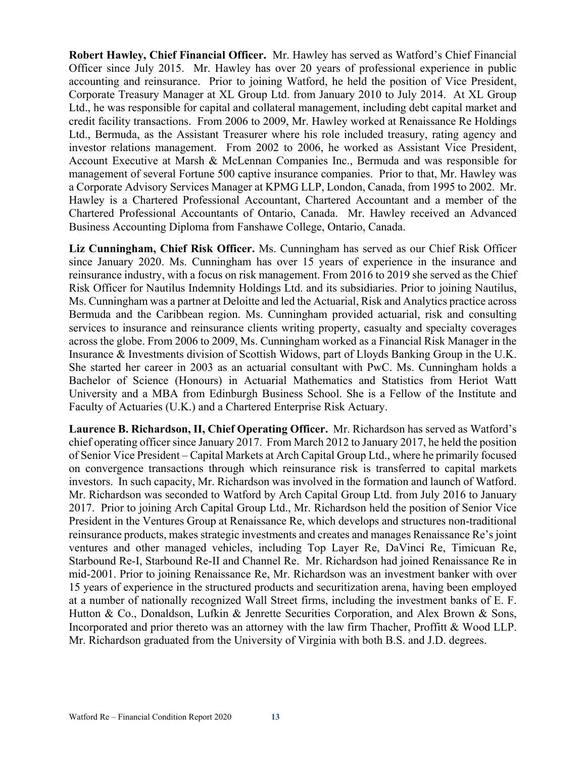**Robert Hawley, Chief Financial Officer.** Mr. Hawley has served as Watford's Chief Financial Officer since July 2015. Mr. Hawley has over 20 years of professional experience in public accounting and reinsurance. Prior to joining Watford, he held the position of Vice President, Corporate Treasury Manager at XL Group Ltd. from January 2010 to July 2014. At XL Group Ltd., he was responsible for capital and collateral management, including debt capital market and credit facility transactions. From 2006 to 2009, Mr. Hawley worked at Renaissance Re Holdings Ltd., Bermuda, as the Assistant Treasurer where his role included treasury, rating agency and investor relations management. From 2002 to 2006, he worked as Assistant Vice President, Account Executive at Marsh & McLennan Companies Inc., Bermuda and was responsible for management of several Fortune 500 captive insurance companies. Prior to that, Mr. Hawley was a Corporate Advisory Services Manager at KPMG LLP, London, Canada, from 1995 to 2002. Mr. Hawley is a Chartered Professional Accountant, Chartered Accountant and a member of the Chartered Professional Accountants of Ontario, Canada. Mr. Hawley received an Advanced Business Accounting Diploma from Fanshawe College, Ontario, Canada.

**Liz Cunningham, Chief Risk Officer.** Ms. Cunningham has served as our Chief Risk Officer since January 2020. Ms. Cunningham has over 15 years of experience in the insurance and reinsurance industry, with a focus on risk management. From 2016 to 2019 she served as the Chief Risk Officer for Nautilus Indemnity Holdings Ltd. and its subsidiaries. Prior to joining Nautilus, Ms. Cunningham was a partner at Deloitte and led the Actuarial, Risk and Analytics practice across Bermuda and the Caribbean region. Ms. Cunningham provided actuarial, risk and consulting services to insurance and reinsurance clients writing property, casualty and specialty coverages across the globe. From 2006 to 2009, Ms. Cunningham worked as a Financial Risk Manager in the Insurance & Investments division of Scottish Widows, part of Lloyds Banking Group in the U.K. She started her career in 2003 as an actuarial consultant with PwC. Ms. Cunningham holds a Bachelor of Science (Honours) in Actuarial Mathematics and Statistics from Heriot Watt University and a MBA from Edinburgh Business School. She is a Fellow of the Institute and Faculty of Actuaries (U.K.) and a Chartered Enterprise Risk Actuary.

**Laurence B. Richardson, II, Chief Operating Officer.** Mr. Richardson has served as Watford's chief operating officer since January 2017. From March 2012 to January 2017, he held the position of Senior Vice President – Capital Markets at Arch Capital Group Ltd., where he primarily focused on convergence transactions through which reinsurance risk is transferred to capital markets investors. In such capacity, Mr. Richardson was involved in the formation and launch of Watford. Mr. Richardson was seconded to Watford by Arch Capital Group Ltd. from July 2016 to January 2017. Prior to joining Arch Capital Group Ltd., Mr. Richardson held the position of Senior Vice President in the Ventures Group at Renaissance Re, which develops and structures non-traditional reinsurance products, makes strategic investments and creates and manages Renaissance Re's joint ventures and other managed vehicles, including Top Layer Re, DaVinci Re, Timicuan Re, Starbound Re-I, Starbound Re-II and Channel Re. Mr. Richardson had joined Renaissance Re in mid-2001. Prior to joining Renaissance Re, Mr. Richardson was an investment banker with over 15 years of experience in the structured products and securitization arena, having been employed at a number of nationally recognized Wall Street firms, including the investment banks of E. F. Hutton & Co., Donaldson, Lufkin & Jenrette Securities Corporation, and Alex Brown & Sons, Incorporated and prior thereto was an attorney with the law firm Thacher, Proffitt & Wood LLP. Mr. Richardson graduated from the University of Virginia with both B.S. and J.D. degrees.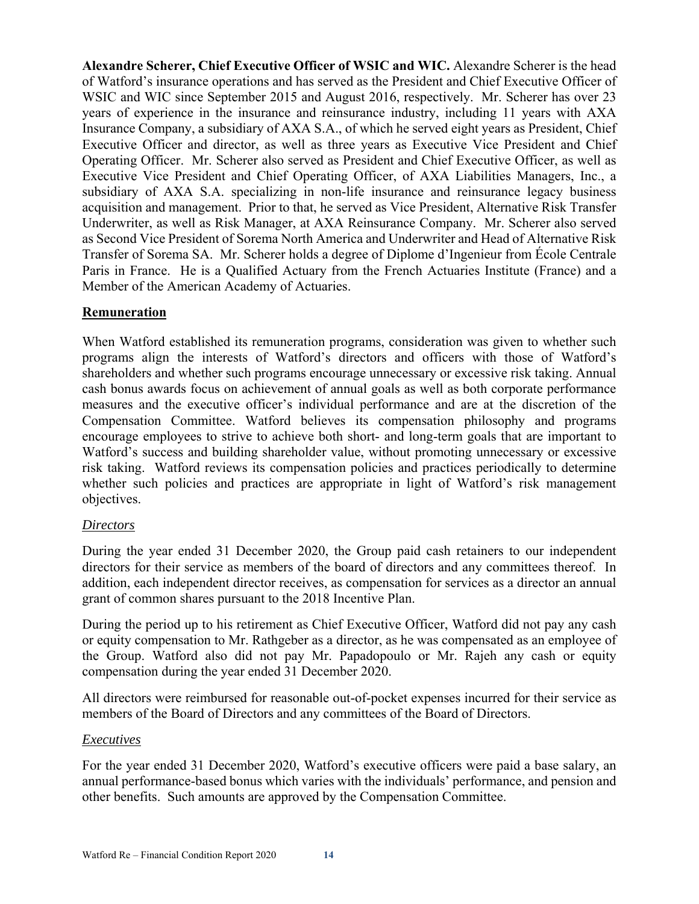**Alexandre Scherer, Chief Executive Officer of WSIC and WIC.** Alexandre Scherer is the head of Watford's insurance operations and has served as the President and Chief Executive Officer of WSIC and WIC since September 2015 and August 2016, respectively. Mr. Scherer has over 23 years of experience in the insurance and reinsurance industry, including 11 years with AXA Insurance Company, a subsidiary of AXA S.A., of which he served eight years as President, Chief Executive Officer and director, as well as three years as Executive Vice President and Chief Operating Officer. Mr. Scherer also served as President and Chief Executive Officer, as well as Executive Vice President and Chief Operating Officer, of AXA Liabilities Managers, Inc., a subsidiary of AXA S.A. specializing in non-life insurance and reinsurance legacy business acquisition and management. Prior to that, he served as Vice President, Alternative Risk Transfer Underwriter, as well as Risk Manager, at AXA Reinsurance Company. Mr. Scherer also served as Second Vice President of Sorema North America and Underwriter and Head of Alternative Risk Transfer of Sorema SA. Mr. Scherer holds a degree of Diplome d'Ingenieur from École Centrale Paris in France. He is a Qualified Actuary from the French Actuaries Institute (France) and a Member of the American Academy of Actuaries.

## Remuneration

When Watford established its remuneration programs, consideration was given to whether such programs align the interests of Watford's directors and officers with those of Watford's shareholders and whether such programs encourage unnecessary or excessive risk taking. Annual cash bonus awards focus on achievement of annual goals as well as both corporate performance measures and the executive officer's individual performance and are at the discretion of the Compensation Committee. Watford believes its compensation philosophy and programs encourage employees to strive to achieve both short- and long-term goals that are important to Watford's success and building shareholder value, without promoting unnecessary or excessive risk taking. Watford reviews its compensation policies and practices periodically to determine whether such policies and practices are appropriate in light of Watford's risk management objectives.

### *Directors*

During the year ended 31 December 2020, the Group paid cash retainers to our independent directors for their service as members of the board of directors and any committees thereof. In addition, each independent director receives, as compensation for services as a director an annual grant of common shares pursuant to the 2018 Incentive Plan.

During the period up to his retirement as Chief Executive Officer, Watford did not pay any cash or equity compensation to Mr. Rathgeber as a director, as he was compensated as an employee of the Group. Watford also did not pay Mr. Papadopoulo or Mr. Rajeh any cash or equity compensation during the year ended 31 December 2020.

All directors were reimbursed for reasonable out-of-pocket expenses incurred for their service as members of the Board of Directors and any committees of the Board of Directors.

### *Executives*

For the year ended 31 December 2020, Watford's executive officers were paid a base salary, an annual performance-based bonus which varies with the individuals' performance, and pension and other benefits. Such amounts are approved by the Compensation Committee.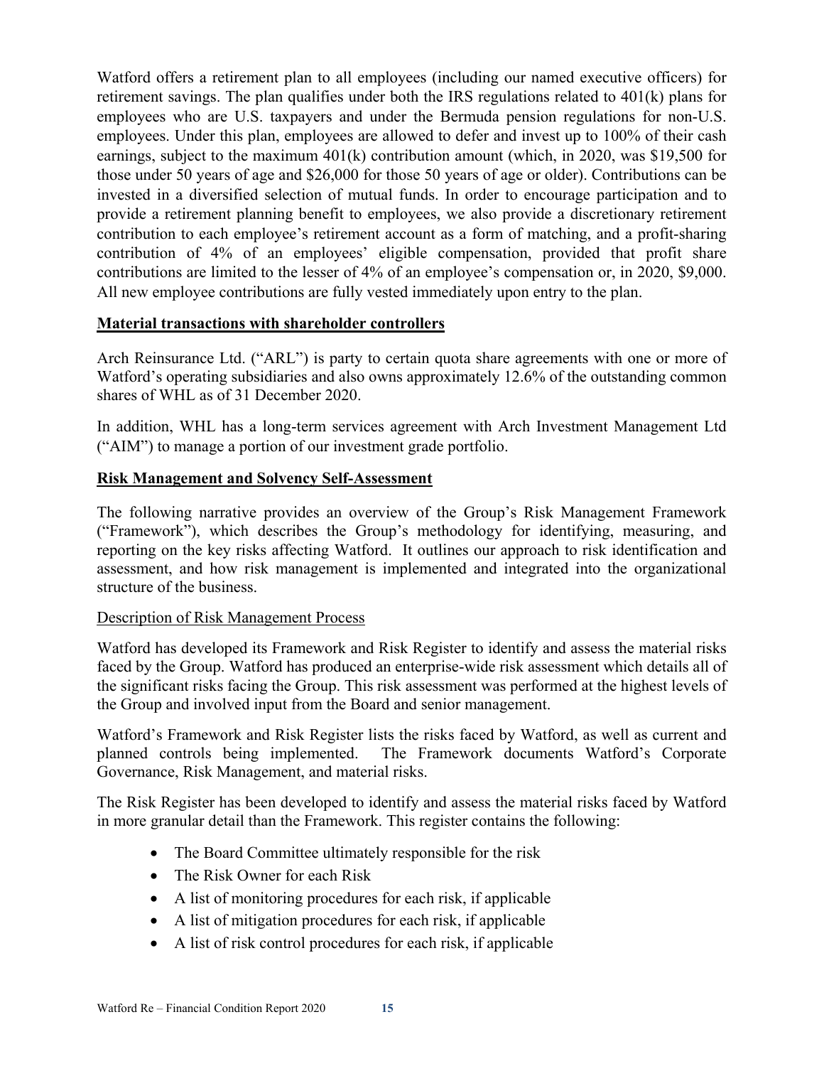Watford offers a retirement plan to all employees (including our named executive officers) for retirement savings. The plan qualifies under both the IRS regulations related to 401(k) plans for employees who are U.S. taxpayers and under the Bermuda pension regulations for non-U.S. employees. Under this plan, employees are allowed to defer and invest up to 100% of their cash earnings, subject to the maximum 401(k) contribution amount (which, in 2020, was $19,500 for those under 50 years of age and $26,000 for those 50 years of age or older). Contributions can be invested in a diversified selection of mutual funds. In order to encourage participation and to provide a retirement planning benefit to employees, we also provide a discretionary retirement contribution to each employee's retirement account as a form of matching, and a profit-sharing contribution of 4% of an employees' eligible compensation, provided that profit share contributions are limited to the lesser of 4% of an employee's compensation or, in 2020, $9,000. All new employee contributions are fully vested immediately upon entry to the plan.

## Material transactions with shareholder controllers

Arch Reinsurance Ltd. ("ARL") is party to certain quota share agreements with one or more of Watford's operating subsidiaries and also owns approximately 12.6% of the outstanding common shares of WHL as of 31 December 2020.

In addition, WHL has a long-term services agreement with Arch Investment Management Ltd ("AIM") to manage a portion of our investment grade portfolio.

## Risk Management and Solvency Self-Assessment

The following narrative provides an overview of the Group's Risk Management Framework ("Framework"), which describes the Group's methodology for identifying, measuring, and reporting on the key risks affecting Watford. It outlines our approach to risk identification and assessment, and how risk management is implemented and integrated into the organizational structure of the business.

### Description of Risk Management Process

Watford has developed its Framework and Risk Register to identify and assess the material risks faced by the Group. Watford has produced an enterprise-wide risk assessment which details all of the significant risks facing the Group. This risk assessment was performed at the highest levels of the Group and involved input from the Board and senior management.

Watford's Framework and Risk Register lists the risks faced by Watford, as well as current and planned controls being implemented. The Framework documents Watford's Corporate Governance, Risk Management, and material risks.

The Risk Register has been developed to identify and assess the material risks faced by Watford in more granular detail than the Framework. This register contains the following:

- The Board Committee ultimately responsible for the risk
- The Risk Owner for each Risk
- A list of monitoring procedures for each risk, if applicable
- A list of mitigation procedures for each risk, if applicable
- A list of risk control procedures for each risk, if applicable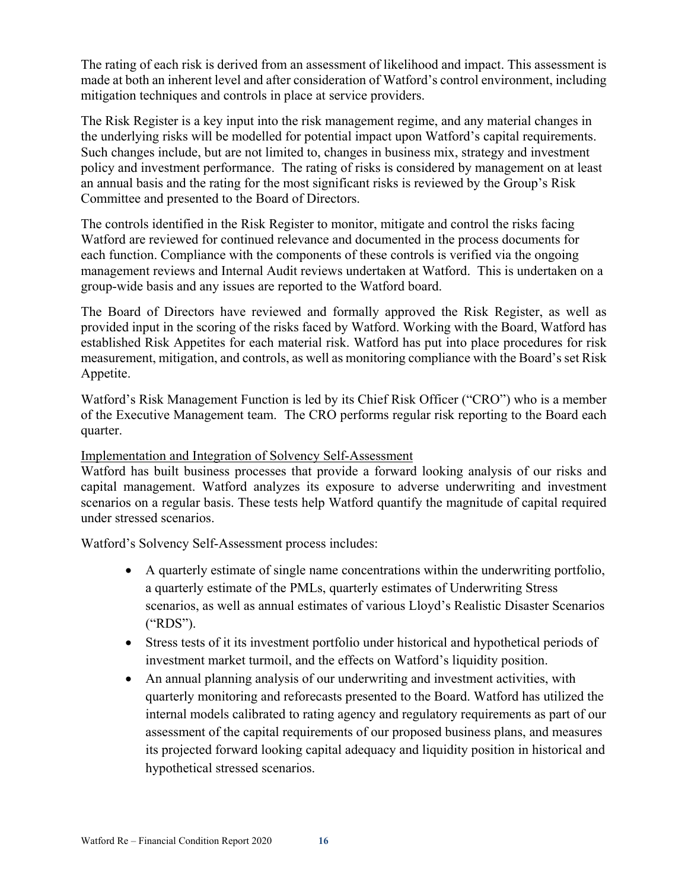The rating of each risk is derived from an assessment of likelihood and impact. This assessment is made at both an inherent level and after consideration of Watford's control environment, including mitigation techniques and controls in place at service providers.

The Risk Register is a key input into the risk management regime, and any material changes in the underlying risks will be modelled for potential impact upon Watford's capital requirements. Such changes include, but are not limited to, changes in business mix, strategy and investment policy and investment performance. The rating of risks is considered by management on at least an annual basis and the rating for the most significant risks is reviewed by the Group's Risk Committee and presented to the Board of Directors.

The controls identified in the Risk Register to monitor, mitigate and control the risks facing Watford are reviewed for continued relevance and documented in the process documents for each function. Compliance with the components of these controls is verified via the ongoing management reviews and Internal Audit reviews undertaken at Watford. This is undertaken on a group-wide basis and any issues are reported to the Watford board.

The Board of Directors have reviewed and formally approved the Risk Register, as well as provided input in the scoring of the risks faced by Watford. Working with the Board, Watford has established Risk Appetites for each material risk. Watford has put into place procedures for risk measurement, mitigation, and controls, as well as monitoring compliance with the Board's set Risk Appetite.

Watford's Risk Management Function is led by its Chief Risk Officer ("CRO") who is a member of the Executive Management team. The CRO performs regular risk reporting to the Board each quarter.

Implementation and Integration of Solvency Self-Assessment

Watford has built business processes that provide a forward looking analysis of our risks and capital management. Watford analyzes its exposure to adverse underwriting and investment scenarios on a regular basis. These tests help Watford quantify the magnitude of capital required under stressed scenarios.

Watford's Solvency Self-Assessment process includes:

- A quarterly estimate of single name concentrations within the underwriting portfolio, a quarterly estimate of the PMLs, quarterly estimates of Underwriting Stress scenarios, as well as annual estimates of various Lloyd's Realistic Disaster Scenarios ("RDS").
- Stress tests of it its investment portfolio under historical and hypothetical periods of investment market turmoil, and the effects on Watford's liquidity position.
- An annual planning analysis of our underwriting and investment activities, with quarterly monitoring and reforecasts presented to the Board. Watford has utilized the internal models calibrated to rating agency and regulatory requirements as part of our assessment of the capital requirements of our proposed business plans, and measures its projected forward looking capital adequacy and liquidity position in historical and hypothetical stressed scenarios.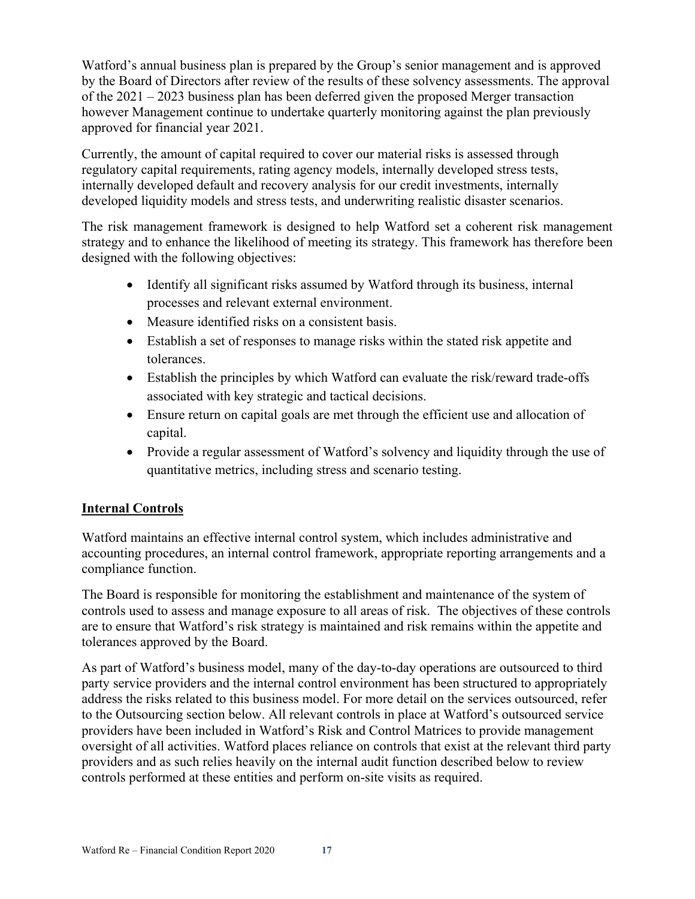Watford's annual business plan is prepared by the Group's senior management and is approved by the Board of Directors after review of the results of these solvency assessments. The approval of the 2021 – 2023 business plan has been deferred given the proposed Merger transaction however Management continue to undertake quarterly monitoring against the plan previously approved for financial year 2021.

Currently, the amount of capital required to cover our material risks is assessed through regulatory capital requirements, rating agency models, internally developed stress tests, internally developed default and recovery analysis for our credit investments, internally developed liquidity models and stress tests, and underwriting realistic disaster scenarios.

The risk management framework is designed to help Watford set a coherent risk management strategy and to enhance the likelihood of meeting its strategy. This framework has therefore been designed with the following objectives:

- Identify all significant risks assumed by Watford through its business, internal processes and relevant external environment.
- Measure identified risks on a consistent basis.
- Establish a set of responses to manage risks within the stated risk appetite and tolerances.
- Establish the principles by which Watford can evaluate the risk/reward trade-offs associated with key strategic and tactical decisions.
- Ensure return on capital goals are met through the efficient use and allocation of capital.
- Provide a regular assessment of Watford's solvency and liquidity through the use of quantitative metrics, including stress and scenario testing.

## Internal Controls

Watford maintains an effective internal control system, which includes administrative and accounting procedures, an internal control framework, appropriate reporting arrangements and a compliance function.

The Board is responsible for monitoring the establishment and maintenance of the system of controls used to assess and manage exposure to all areas of risk. The objectives of these controls are to ensure that Watford's risk strategy is maintained and risk remains within the appetite and tolerances approved by the Board.

As part of Watford's business model, many of the day-to-day operations are outsourced to third party service providers and the internal control environment has been structured to appropriately address the risks related to this business model. For more detail on the services outsourced, refer to the Outsourcing section below. All relevant controls in place at Watford's outsourced service providers have been included in Watford's Risk and Control Matrices to provide management oversight of all activities. Watford places reliance on controls that exist at the relevant third party providers and as such relies heavily on the internal audit function described below to review controls performed at these entities and perform on-site visits as required.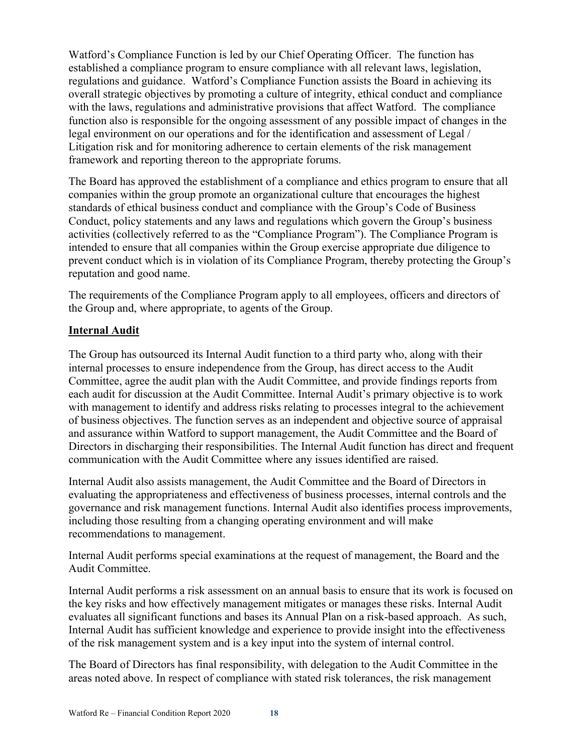Watford's Compliance Function is led by our Chief Operating Officer. The function has established a compliance program to ensure compliance with all relevant laws, legislation, regulations and guidance. Watford's Compliance Function assists the Board in achieving its overall strategic objectives by promoting a culture of integrity, ethical conduct and compliance with the laws, regulations and administrative provisions that affect Watford. The compliance function also is responsible for the ongoing assessment of any possible impact of changes in the legal environment on our operations and for the identification and assessment of Legal / Litigation risk and for monitoring adherence to certain elements of the risk management framework and reporting thereon to the appropriate forums.

The Board has approved the establishment of a compliance and ethics program to ensure that all companies within the group promote an organizational culture that encourages the highest standards of ethical business conduct and compliance with the Group's Code of Business Conduct, policy statements and any laws and regulations which govern the Group's business activities (collectively referred to as the "Compliance Program"). The Compliance Program is intended to ensure that all companies within the Group exercise appropriate due diligence to prevent conduct which is in violation of its Compliance Program, thereby protecting the Group's reputation and good name.

The requirements of the Compliance Program apply to all employees, officers and directors of the Group and, where appropriate, to agents of the Group.

## Internal Audit

The Group has outsourced its Internal Audit function to a third party who, along with their internal processes to ensure independence from the Group, has direct access to the Audit Committee, agree the audit plan with the Audit Committee, and provide findings reports from each audit for discussion at the Audit Committee. Internal Audit's primary objective is to work with management to identify and address risks relating to processes integral to the achievement of business objectives. The function serves as an independent and objective source of appraisal and assurance within Watford to support management, the Audit Committee and the Board of Directors in discharging their responsibilities. The Internal Audit function has direct and frequent communication with the Audit Committee where any issues identified are raised.

Internal Audit also assists management, the Audit Committee and the Board of Directors in evaluating the appropriateness and effectiveness of business processes, internal controls and the governance and risk management functions. Internal Audit also identifies process improvements, including those resulting from a changing operating environment and will make recommendations to management.

Internal Audit performs special examinations at the request of management, the Board and the Audit Committee.

Internal Audit performs a risk assessment on an annual basis to ensure that its work is focused on the key risks and how effectively management mitigates or manages these risks. Internal Audit evaluates all significant functions and bases its Annual Plan on a risk-based approach. As such, Internal Audit has sufficient knowledge and experience to provide insight into the effectiveness of the risk management system and is a key input into the system of internal control.

The Board of Directors has final responsibility, with delegation to the Audit Committee in the areas noted above. In respect of compliance with stated risk tolerances, the risk management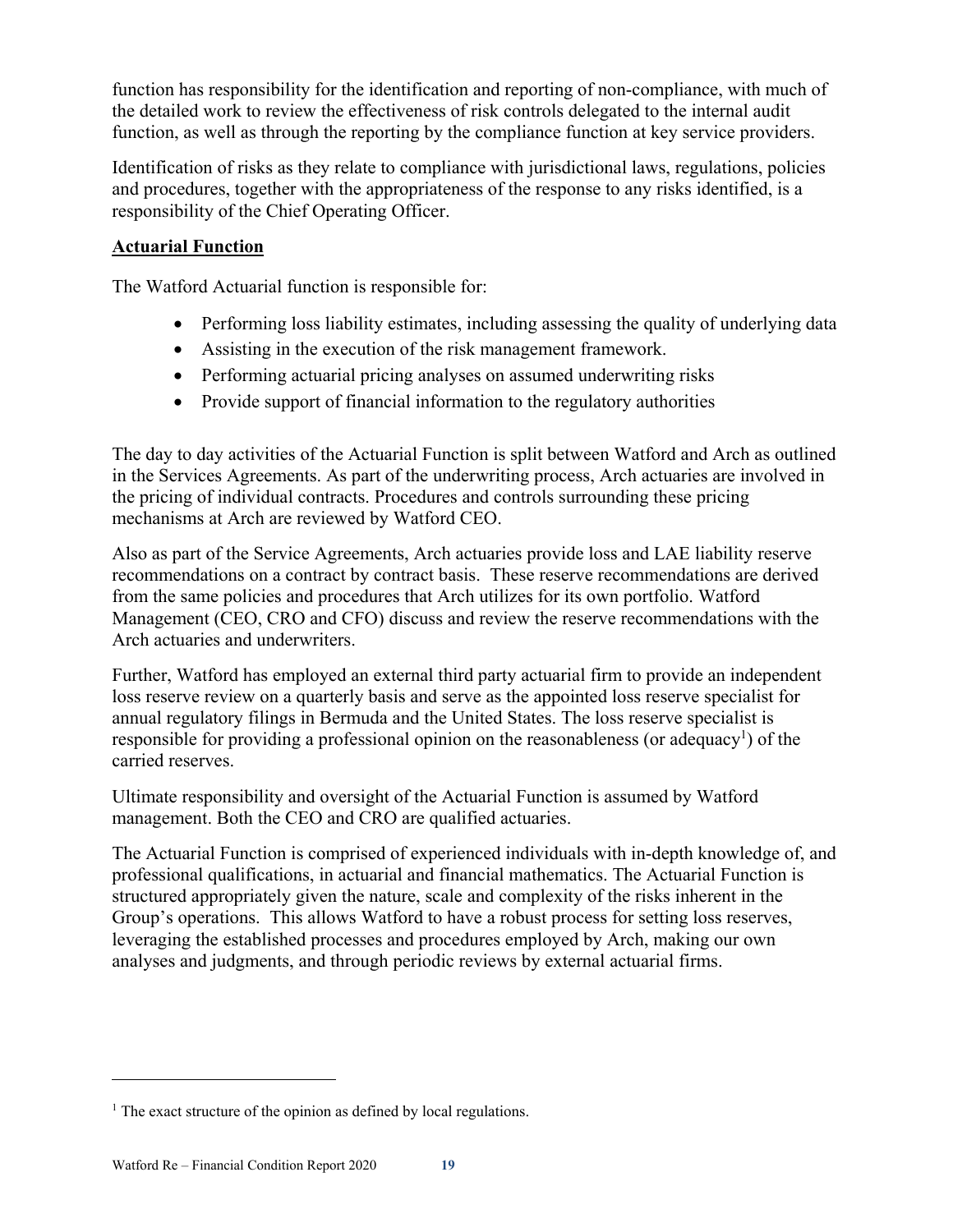function has responsibility for the identification and reporting of non-compliance, with much of the detailed work to review the effectiveness of risk controls delegated to the internal audit function, as well as through the reporting by the compliance function at key service providers.

Identification of risks as they relate to compliance with jurisdictional laws, regulations, policies and procedures, together with the appropriateness of the response to any risks identified, is a responsibility of the Chief Operating Officer.

## Actuarial Function

The Watford Actuarial function is responsible for:

- Performing loss liability estimates, including assessing the quality of underlying data
- Assisting in the execution of the risk management framework.
- Performing actuarial pricing analyses on assumed underwriting risks
- Provide support of financial information to the regulatory authorities

The day to day activities of the Actuarial Function is split between Watford and Arch as outlined in the Services Agreements. As part of the underwriting process, Arch actuaries are involved in the pricing of individual contracts. Procedures and controls surrounding these pricing mechanisms at Arch are reviewed by Watford CEO.

Also as part of the Service Agreements, Arch actuaries provide loss and LAE liability reserve recommendations on a contract by contract basis. These reserve recommendations are derived from the same policies and procedures that Arch utilizes for its own portfolio. Watford Management (CEO, CRO and CFO) discuss and review the reserve recommendations with the Arch actuaries and underwriters.

Further, Watford has employed an external third party actuarial firm to provide an independent loss reserve review on a quarterly basis and serve as the appointed loss reserve specialist for annual regulatory filings in Bermuda and the United States. The loss reserve specialist is responsible for providing a professional opinion on the reasonableness (or adequacy[1]) of the carried reserves.

Ultimate responsibility and oversight of the Actuarial Function is assumed by Watford management. Both the CEO and CRO are qualified actuaries.

The Actuarial Function is comprised of experienced individuals with in-depth knowledge of, and professional qualifications, in actuarial and financial mathematics. The Actuarial Function is structured appropriately given the nature, scale and complexity of the risks inherent in the Group's operations. This allows Watford to have a robust process for setting loss reserves, leveraging the established processes and procedures employed by Arch, making our own analyses and judgments, and through periodic reviews by external actuarial firms.

[1] The exact structure of the opinion as defined by local regulations.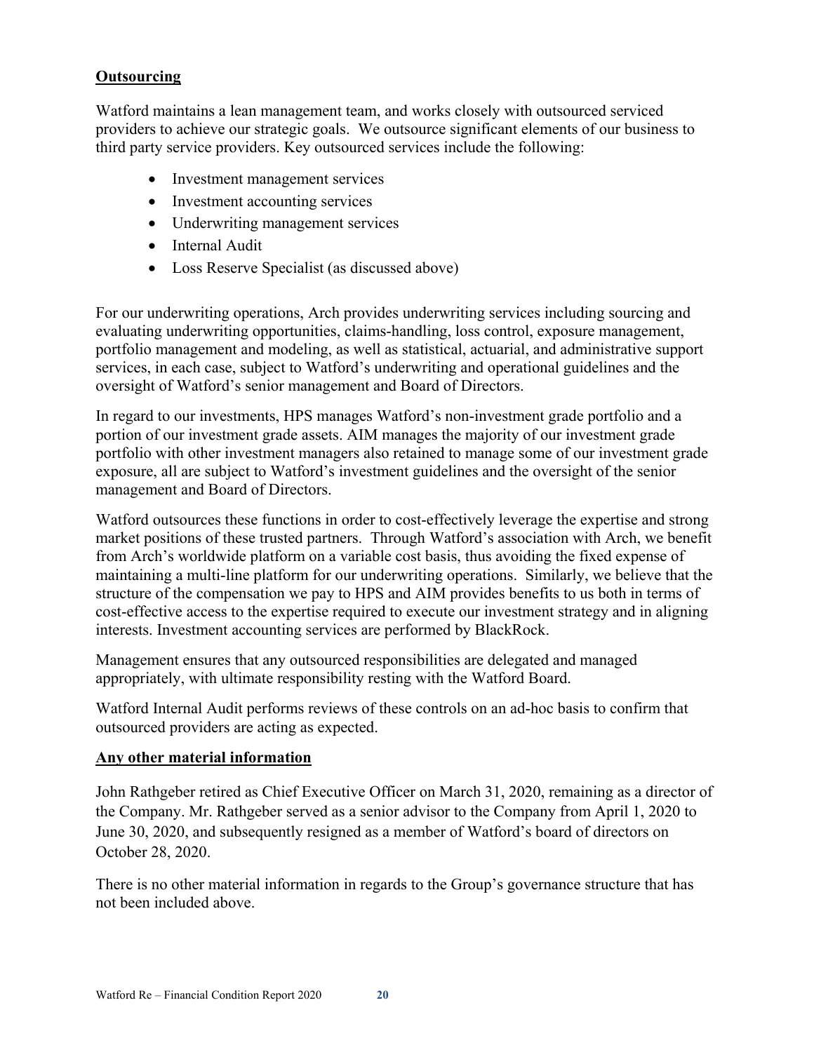## Outsourcing

Watford maintains a lean management team, and works closely with outsourced serviced providers to achieve our strategic goals. We outsource significant elements of our business to third party service providers. Key outsourced services include the following:

- Investment management services
- Investment accounting services
- Underwriting management services
- Internal Audit
- Loss Reserve Specialist (as discussed above)

For our underwriting operations, Arch provides underwriting services including sourcing and evaluating underwriting opportunities, claims-handling, loss control, exposure management, portfolio management and modeling, as well as statistical, actuarial, and administrative support services, in each case, subject to Watford's underwriting and operational guidelines and the oversight of Watford's senior management and Board of Directors.

In regard to our investments, HPS manages Watford's non-investment grade portfolio and a portion of our investment grade assets. AIM manages the majority of our investment grade portfolio with other investment managers also retained to manage some of our investment grade exposure, all are subject to Watford's investment guidelines and the oversight of the senior management and Board of Directors.

Watford outsources these functions in order to cost-effectively leverage the expertise and strong market positions of these trusted partners. Through Watford's association with Arch, we benefit from Arch's worldwide platform on a variable cost basis, thus avoiding the fixed expense of maintaining a multi-line platform for our underwriting operations. Similarly, we believe that the structure of the compensation we pay to HPS and AIM provides benefits to us both in terms of cost-effective access to the expertise required to execute our investment strategy and in aligning interests. Investment accounting services are performed by BlackRock.

Management ensures that any outsourced responsibilities are delegated and managed appropriately, with ultimate responsibility resting with the Watford Board.

Watford Internal Audit performs reviews of these controls on an ad-hoc basis to confirm that outsourced providers are acting as expected.

## Any other material information

John Rathgeber retired as Chief Executive Officer on March 31, 2020, remaining as a director of the Company. Mr. Rathgeber served as a senior advisor to the Company from April 1, 2020 to June 30, 2020, and subsequently resigned as a member of Watford's board of directors on October 28, 2020.

There is no other material information in regards to the Group's governance structure that has not been included above.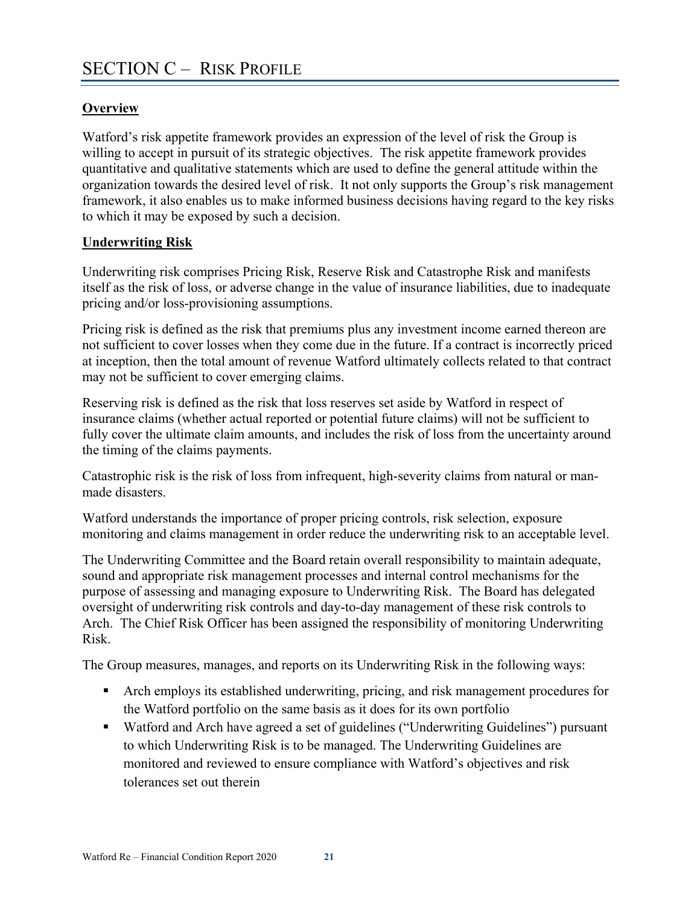# SECTION C – RISK PROFILE

**Overview**

Watford's risk appetite framework provides an expression of the level of risk the Group is willing to accept in pursuit of its strategic objectives. The risk appetite framework provides quantitative and qualitative statements which are used to define the general attitude within the organization towards the desired level of risk. It not only supports the Group's risk management framework, it also enables us to make informed business decisions having regard to the key risks to which it may be exposed by such a decision.

**Underwriting Risk**

Underwriting risk comprises Pricing Risk, Reserve Risk and Catastrophe Risk and manifests itself as the risk of loss, or adverse change in the value of insurance liabilities, due to inadequate pricing and/or loss-provisioning assumptions.

Pricing risk is defined as the risk that premiums plus any investment income earned thereon are not sufficient to cover losses when they come due in the future. If a contract is incorrectly priced at inception, then the total amount of revenue Watford ultimately collects related to that contract may not be sufficient to cover emerging claims.

Reserving risk is defined as the risk that loss reserves set aside by Watford in respect of insurance claims (whether actual reported or potential future claims) will not be sufficient to fully cover the ultimate claim amounts, and includes the risk of loss from the uncertainty around the timing of the claims payments.

Catastrophic risk is the risk of loss from infrequent, high-severity claims from natural or man-made disasters.

Watford understands the importance of proper pricing controls, risk selection, exposure monitoring and claims management in order reduce the underwriting risk to an acceptable level.

The Underwriting Committee and the Board retain overall responsibility to maintain adequate, sound and appropriate risk management processes and internal control mechanisms for the purpose of assessing and managing exposure to Underwriting Risk. The Board has delegated oversight of underwriting risk controls and day-to-day management of these risk controls to Arch. The Chief Risk Officer has been assigned the responsibility of monitoring Underwriting Risk.

The Group measures, manages, and reports on its Underwriting Risk in the following ways:

- Arch employs its established underwriting, pricing, and risk management procedures for the Watford portfolio on the same basis as it does for its own portfolio
- Watford and Arch have agreed a set of guidelines ("Underwriting Guidelines") pursuant to which Underwriting Risk is to be managed. The Underwriting Guidelines are monitored and reviewed to ensure compliance with Watford's objectives and risk tolerances set out therein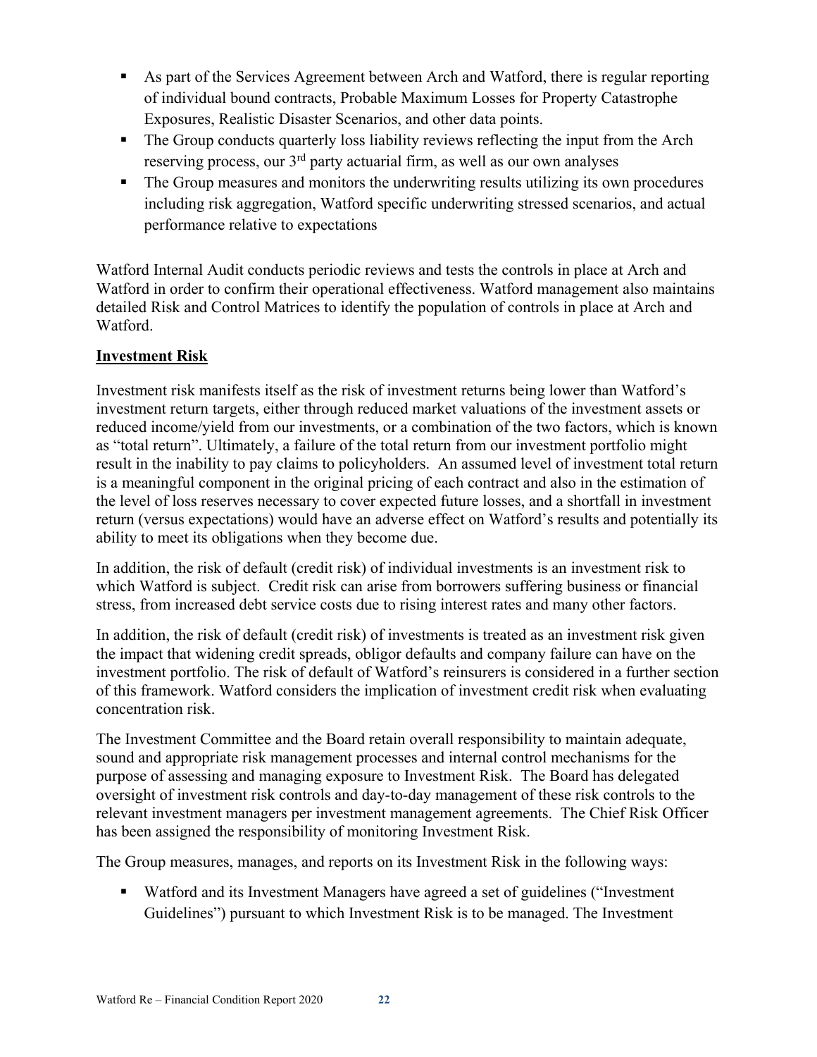- As part of the Services Agreement between Arch and Watford, there is regular reporting of individual bound contracts, Probable Maximum Losses for Property Catastrophe Exposures, Realistic Disaster Scenarios, and other data points.
- The Group conducts quarterly loss liability reviews reflecting the input from the Arch reserving process, our 3rd party actuarial firm, as well as our own analyses
- The Group measures and monitors the underwriting results utilizing its own procedures including risk aggregation, Watford specific underwriting stressed scenarios, and actual performance relative to expectations

Watford Internal Audit conducts periodic reviews and tests the controls in place at Arch and Watford in order to confirm their operational effectiveness. Watford management also maintains detailed Risk and Control Matrices to identify the population of controls in place at Arch and Watford.

**Investment Risk**

Investment risk manifests itself as the risk of investment returns being lower than Watford's investment return targets, either through reduced market valuations of the investment assets or reduced income/yield from our investments, or a combination of the two factors, which is known as "total return". Ultimately, a failure of the total return from our investment portfolio might result in the inability to pay claims to policyholders. An assumed level of investment total return is a meaningful component in the original pricing of each contract and also in the estimation of the level of loss reserves necessary to cover expected future losses, and a shortfall in investment return (versus expectations) would have an adverse effect on Watford's results and potentially its ability to meet its obligations when they become due.

In addition, the risk of default (credit risk) of individual investments is an investment risk to which Watford is subject. Credit risk can arise from borrowers suffering business or financial stress, from increased debt service costs due to rising interest rates and many other factors.

In addition, the risk of default (credit risk) of investments is treated as an investment risk given the impact that widening credit spreads, obligor defaults and company failure can have on the investment portfolio. The risk of default of Watford's reinsurers is considered in a further section of this framework. Watford considers the implication of investment credit risk when evaluating concentration risk.

The Investment Committee and the Board retain overall responsibility to maintain adequate, sound and appropriate risk management processes and internal control mechanisms for the purpose of assessing and managing exposure to Investment Risk. The Board has delegated oversight of investment risk controls and day-to-day management of these risk controls to the relevant investment managers per investment management agreements. The Chief Risk Officer has been assigned the responsibility of monitoring Investment Risk.

The Group measures, manages, and reports on its Investment Risk in the following ways:

- Watford and its Investment Managers have agreed a set of guidelines ("Investment Guidelines") pursuant to which Investment Risk is to be managed. The Investment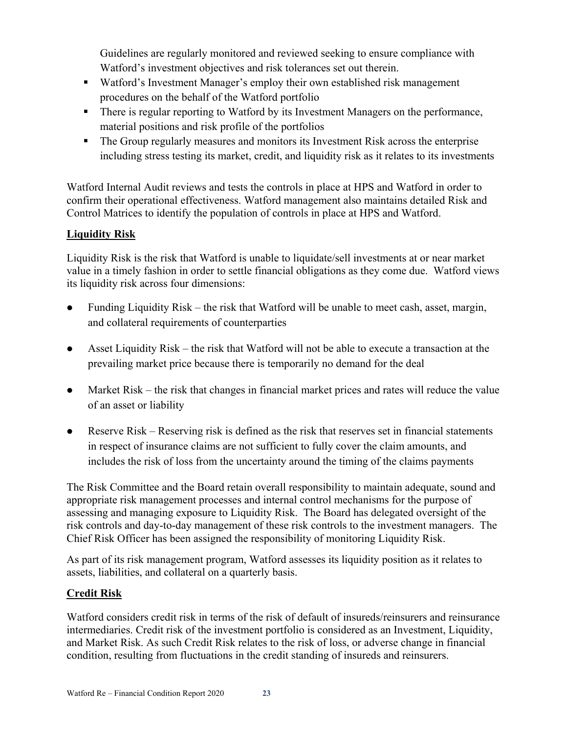Guidelines are regularly monitored and reviewed seeking to ensure compliance with Watford's investment objectives and risk tolerances set out therein.

- Watford's Investment Manager's employ their own established risk management procedures on the behalf of the Watford portfolio
- There is regular reporting to Watford by its Investment Managers on the performance, material positions and risk profile of the portfolios
- The Group regularly measures and monitors its Investment Risk across the enterprise including stress testing its market, credit, and liquidity risk as it relates to its investments

Watford Internal Audit reviews and tests the controls in place at HPS and Watford in order to confirm their operational effectiveness. Watford management also maintains detailed Risk and Control Matrices to identify the population of controls in place at HPS and Watford.

## Liquidity Risk

Liquidity Risk is the risk that Watford is unable to liquidate/sell investments at or near market value in a timely fashion in order to settle financial obligations as they come due. Watford views its liquidity risk across four dimensions:

- Funding Liquidity Risk – the risk that Watford will be unable to meet cash, asset, margin, and collateral requirements of counterparties
- Asset Liquidity Risk – the risk that Watford will not be able to execute a transaction at the prevailing market price because there is temporarily no demand for the deal
- Market Risk – the risk that changes in financial market prices and rates will reduce the value of an asset or liability
- Reserve Risk – Reserving risk is defined as the risk that reserves set in financial statements in respect of insurance claims are not sufficient to fully cover the claim amounts, and includes the risk of loss from the uncertainty around the timing of the claims payments

The Risk Committee and the Board retain overall responsibility to maintain adequate, sound and appropriate risk management processes and internal control mechanisms for the purpose of assessing and managing exposure to Liquidity Risk. The Board has delegated oversight of the risk controls and day-to-day management of these risk controls to the investment managers. The Chief Risk Officer has been assigned the responsibility of monitoring Liquidity Risk.

As part of its risk management program, Watford assesses its liquidity position as it relates to assets, liabilities, and collateral on a quarterly basis.

## Credit Risk

Watford considers credit risk in terms of the risk of default of insureds/reinsurers and reinsurance intermediaries. Credit risk of the investment portfolio is considered as an Investment, Liquidity, and Market Risk. As such Credit Risk relates to the risk of loss, or adverse change in financial condition, resulting from fluctuations in the credit standing of insureds and reinsurers.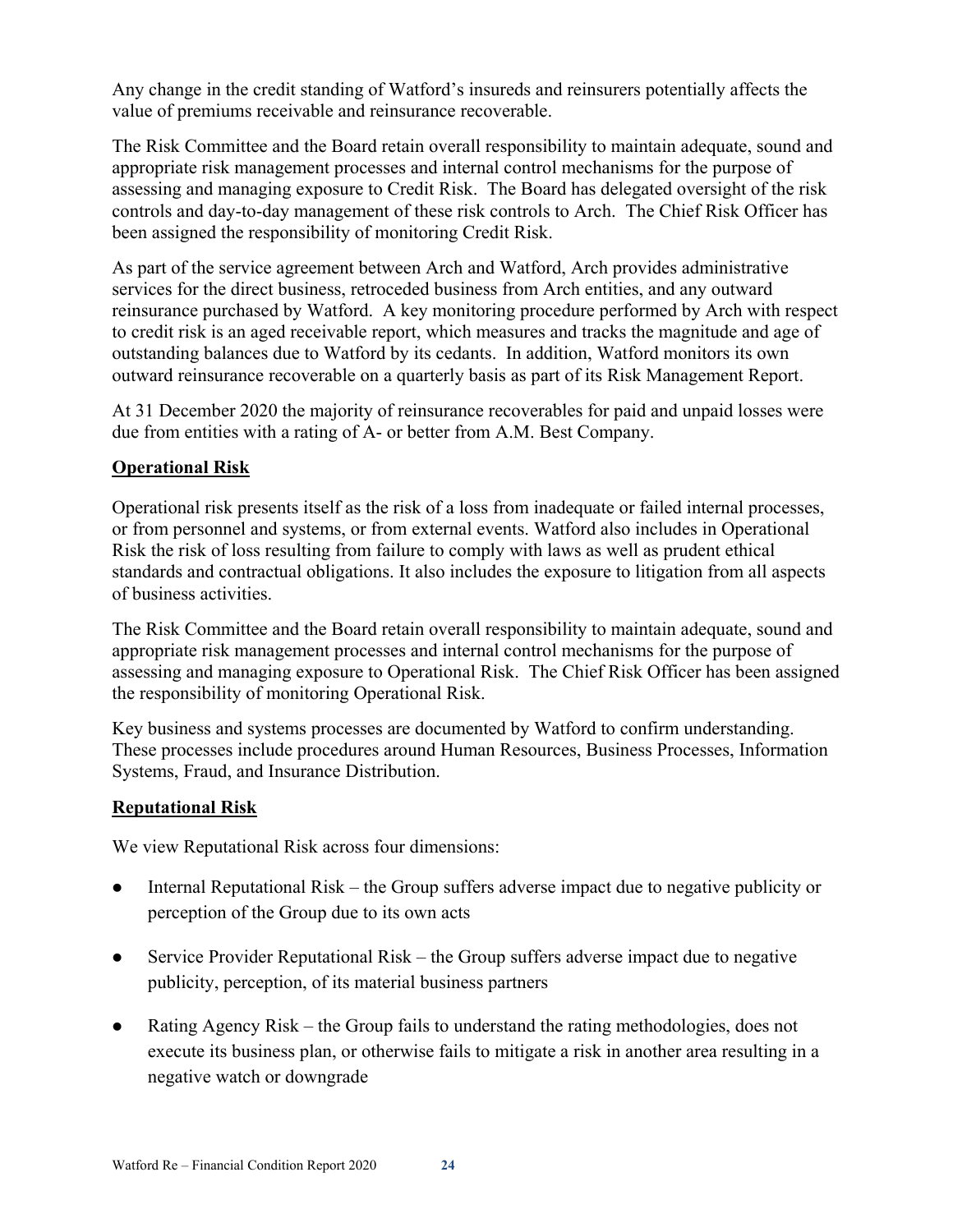Any change in the credit standing of Watford's insureds and reinsurers potentially affects the value of premiums receivable and reinsurance recoverable.

The Risk Committee and the Board retain overall responsibility to maintain adequate, sound and appropriate risk management processes and internal control mechanisms for the purpose of assessing and managing exposure to Credit Risk. The Board has delegated oversight of the risk controls and day-to-day management of these risk controls to Arch. The Chief Risk Officer has been assigned the responsibility of monitoring Credit Risk.

As part of the service agreement between Arch and Watford, Arch provides administrative services for the direct business, retroceded business from Arch entities, and any outward reinsurance purchased by Watford. A key monitoring procedure performed by Arch with respect to credit risk is an aged receivable report, which measures and tracks the magnitude and age of outstanding balances due to Watford by its cedants. In addition, Watford monitors its own outward reinsurance recoverable on a quarterly basis as part of its Risk Management Report.

At 31 December 2020 the majority of reinsurance recoverables for paid and unpaid losses were due from entities with a rating of A- or better from A.M. Best Company.

**Operational Risk**

Operational risk presents itself as the risk of a loss from inadequate or failed internal processes, or from personnel and systems, or from external events. Watford also includes in Operational Risk the risk of loss resulting from failure to comply with laws as well as prudent ethical standards and contractual obligations. It also includes the exposure to litigation from all aspects of business activities.

The Risk Committee and the Board retain overall responsibility to maintain adequate, sound and appropriate risk management processes and internal control mechanisms for the purpose of assessing and managing exposure to Operational Risk. The Chief Risk Officer has been assigned the responsibility of monitoring Operational Risk.

Key business and systems processes are documented by Watford to confirm understanding. These processes include procedures around Human Resources, Business Processes, Information Systems, Fraud, and Insurance Distribution.

**Reputational Risk**

We view Reputational Risk across four dimensions:

- Internal Reputational Risk – the Group suffers adverse impact due to negative publicity or perception of the Group due to its own acts
- Service Provider Reputational Risk – the Group suffers adverse impact due to negative publicity, perception, of its material business partners
- Rating Agency Risk – the Group fails to understand the rating methodologies, does not execute its business plan, or otherwise fails to mitigate a risk in another area resulting in a negative watch or downgrade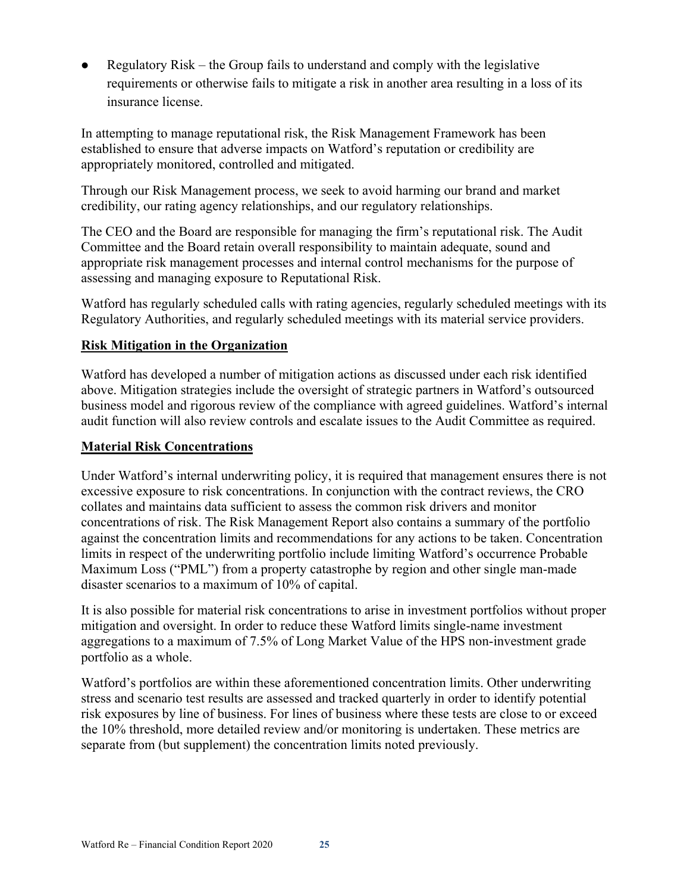- Regulatory Risk – the Group fails to understand and comply with the legislative requirements or otherwise fails to mitigate a risk in another area resulting in a loss of its insurance license.

In attempting to manage reputational risk, the Risk Management Framework has been established to ensure that adverse impacts on Watford's reputation or credibility are appropriately monitored, controlled and mitigated.

Through our Risk Management process, we seek to avoid harming our brand and market credibility, our rating agency relationships, and our regulatory relationships.

The CEO and the Board are responsible for managing the firm's reputational risk. The Audit Committee and the Board retain overall responsibility to maintain adequate, sound and appropriate risk management processes and internal control mechanisms for the purpose of assessing and managing exposure to Reputational Risk.

Watford has regularly scheduled calls with rating agencies, regularly scheduled meetings with its Regulatory Authorities, and regularly scheduled meetings with its material service providers.

## Risk Mitigation in the Organization

Watford has developed a number of mitigation actions as discussed under each risk identified above. Mitigation strategies include the oversight of strategic partners in Watford's outsourced business model and rigorous review of the compliance with agreed guidelines. Watford's internal audit function will also review controls and escalate issues to the Audit Committee as required.

## Material Risk Concentrations

Under Watford's internal underwriting policy, it is required that management ensures there is not excessive exposure to risk concentrations. In conjunction with the contract reviews, the CRO collates and maintains data sufficient to assess the common risk drivers and monitor concentrations of risk. The Risk Management Report also contains a summary of the portfolio against the concentration limits and recommendations for any actions to be taken. Concentration limits in respect of the underwriting portfolio include limiting Watford's occurrence Probable Maximum Loss ("PML") from a property catastrophe by region and other single man-made disaster scenarios to a maximum of 10% of capital.

It is also possible for material risk concentrations to arise in investment portfolios without proper mitigation and oversight. In order to reduce these Watford limits single-name investment aggregations to a maximum of 7.5% of Long Market Value of the HPS non-investment grade portfolio as a whole.

Watford's portfolios are within these aforementioned concentration limits. Other underwriting stress and scenario test results are assessed and tracked quarterly in order to identify potential risk exposures by line of business. For lines of business where these tests are close to or exceed the 10% threshold, more detailed review and/or monitoring is undertaken. These metrics are separate from (but supplement) the concentration limits noted previously.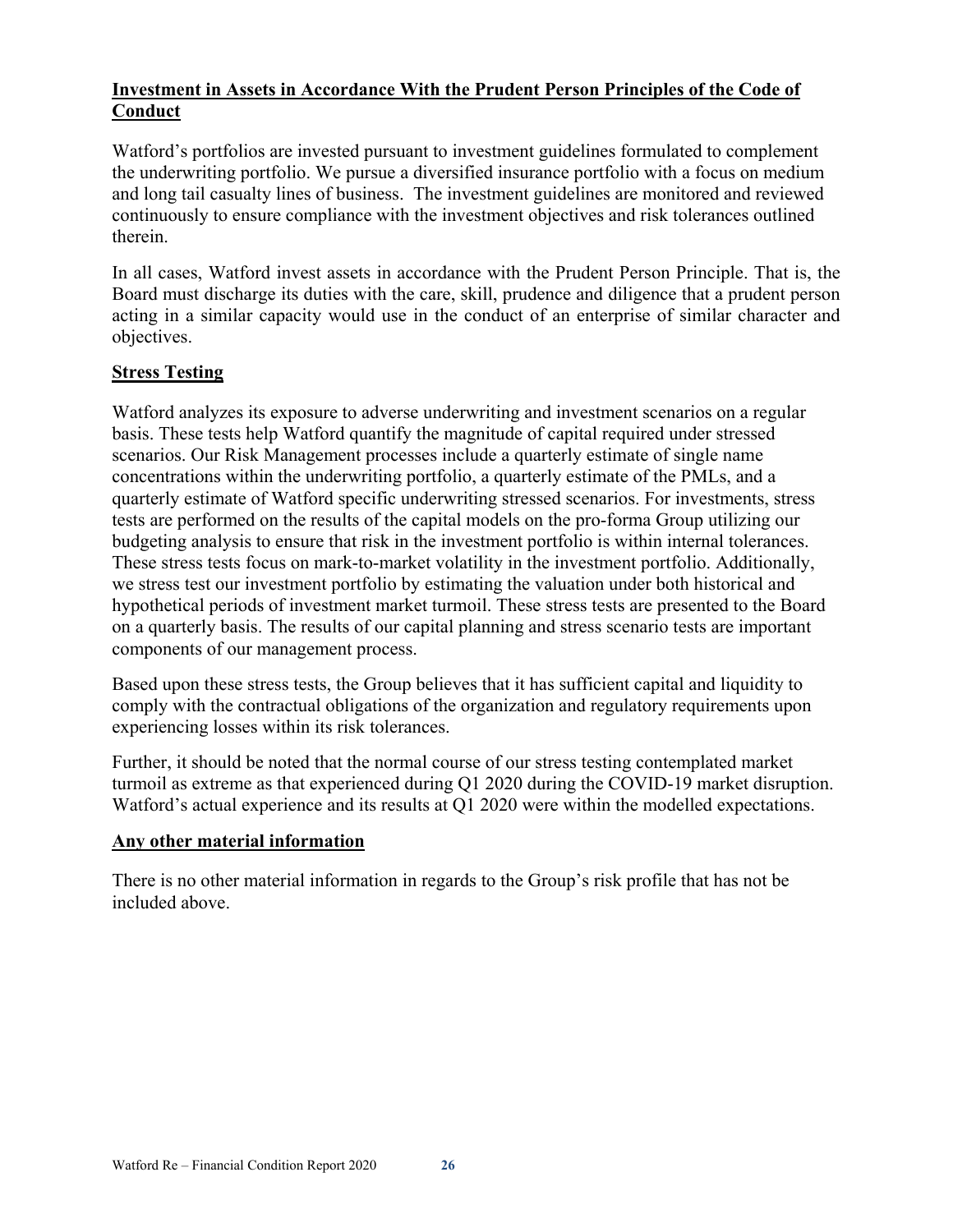## Investment in Assets in Accordance With the Prudent Person Principles of the Code of Conduct

Watford's portfolios are invested pursuant to investment guidelines formulated to complement the underwriting portfolio. We pursue a diversified insurance portfolio with a focus on medium and long tail casualty lines of business. The investment guidelines are monitored and reviewed continuously to ensure compliance with the investment objectives and risk tolerances outlined therein.

In all cases, Watford invest assets in accordance with the Prudent Person Principle. That is, the Board must discharge its duties with the care, skill, prudence and diligence that a prudent person acting in a similar capacity would use in the conduct of an enterprise of similar character and objectives.

## Stress Testing

Watford analyzes its exposure to adverse underwriting and investment scenarios on a regular basis. These tests help Watford quantify the magnitude of capital required under stressed scenarios. Our Risk Management processes include a quarterly estimate of single name concentrations within the underwriting portfolio, a quarterly estimate of the PMLs, and a quarterly estimate of Watford specific underwriting stressed scenarios. For investments, stress tests are performed on the results of the capital models on the pro-forma Group utilizing our budgeting analysis to ensure that risk in the investment portfolio is within internal tolerances. These stress tests focus on mark-to-market volatility in the investment portfolio. Additionally, we stress test our investment portfolio by estimating the valuation under both historical and hypothetical periods of investment market turmoil. These stress tests are presented to the Board on a quarterly basis. The results of our capital planning and stress scenario tests are important components of our management process.

Based upon these stress tests, the Group believes that it has sufficient capital and liquidity to comply with the contractual obligations of the organization and regulatory requirements upon experiencing losses within its risk tolerances.

Further, it should be noted that the normal course of our stress testing contemplated market turmoil as extreme as that experienced during Q1 2020 during the COVID-19 market disruption. Watford's actual experience and its results at Q1 2020 were within the modelled expectations.

## Any other material information

There is no other material information in regards to the Group's risk profile that has not be included above.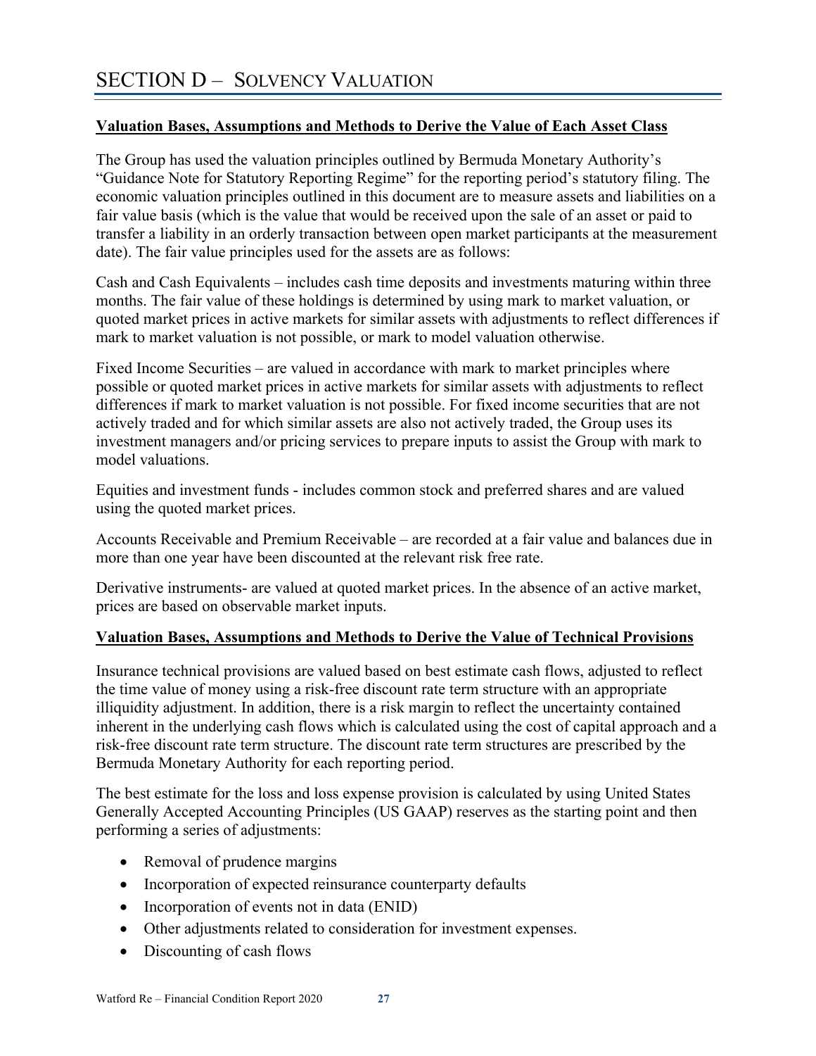# SECTION D – SOLVENCY VALUATION

**Valuation Bases, Assumptions and Methods to Derive the Value of Each Asset Class**

The Group has used the valuation principles outlined by Bermuda Monetary Authority's "Guidance Note for Statutory Reporting Regime" for the reporting period's statutory filing. The economic valuation principles outlined in this document are to measure assets and liabilities on a fair value basis (which is the value that would be received upon the sale of an asset or paid to transfer a liability in an orderly transaction between open market participants at the measurement date). The fair value principles used for the assets are as follows:

Cash and Cash Equivalents – includes cash time deposits and investments maturing within three months. The fair value of these holdings is determined by using mark to market valuation, or quoted market prices in active markets for similar assets with adjustments to reflect differences if mark to market valuation is not possible, or mark to model valuation otherwise.

Fixed Income Securities – are valued in accordance with mark to market principles where possible or quoted market prices in active markets for similar assets with adjustments to reflect differences if mark to market valuation is not possible. For fixed income securities that are not actively traded and for which similar assets are also not actively traded, the Group uses its investment managers and/or pricing services to prepare inputs to assist the Group with mark to model valuations.

Equities and investment funds - includes common stock and preferred shares and are valued using the quoted market prices.

Accounts Receivable and Premium Receivable – are recorded at a fair value and balances due in more than one year have been discounted at the relevant risk free rate.

Derivative instruments- are valued at quoted market prices. In the absence of an active market, prices are based on observable market inputs.

**Valuation Bases, Assumptions and Methods to Derive the Value of Technical Provisions**

Insurance technical provisions are valued based on best estimate cash flows, adjusted to reflect the time value of money using a risk-free discount rate term structure with an appropriate illiquidity adjustment. In addition, there is a risk margin to reflect the uncertainty contained inherent in the underlying cash flows which is calculated using the cost of capital approach and a risk-free discount rate term structure. The discount rate term structures are prescribed by the Bermuda Monetary Authority for each reporting period.

The best estimate for the loss and loss expense provision is calculated by using United States Generally Accepted Accounting Principles (US GAAP) reserves as the starting point and then performing a series of adjustments:

- Removal of prudence margins
- Incorporation of expected reinsurance counterparty defaults
- Incorporation of events not in data (ENID)
- Other adjustments related to consideration for investment expenses.
- Discounting of cash flows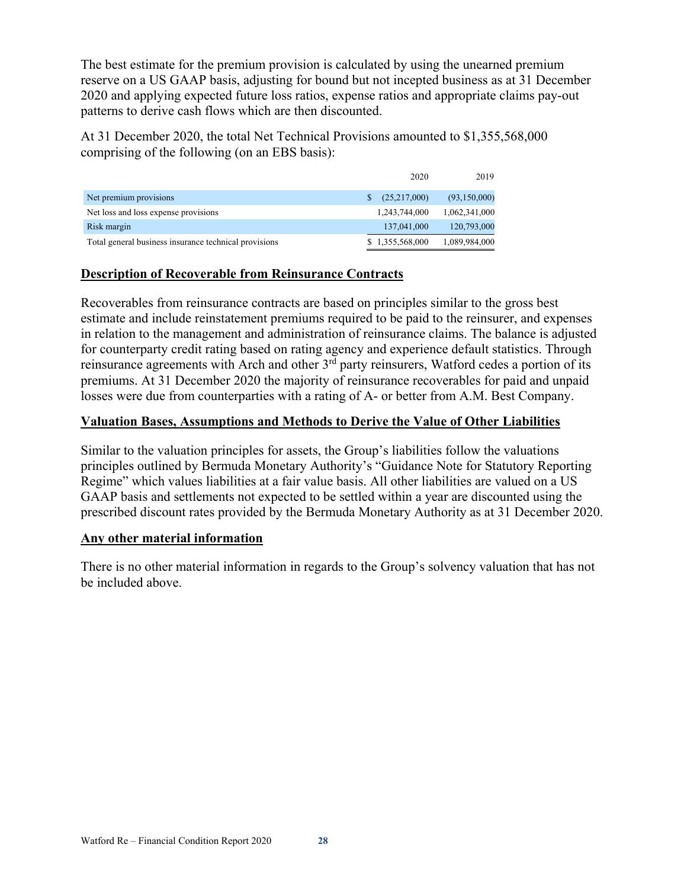The best estimate for the premium provision is calculated by using the unearned premium reserve on a US GAAP basis, adjusting for bound but not incepted business as at 31 December 2020 and applying expected future loss ratios, expense ratios and appropriate claims pay-out patterns to derive cash flows which are then discounted.

At 31 December 2020, the total Net Technical Provisions amounted to $1,355,568,000 comprising of the following (on an EBS basis):

| | 2020 | 2019 |
|---|---|---|
| Net premium provisions | $ (25,217,000) | (93,150,000) |
| Net loss and loss expense provisions | 1,243,744,000 | 1,062,341,000 |
| Risk margin | 137,041,000 | 120,793,000 |
| Total general business insurance technical provisions | $ 1,355,568,000 | 1,089,984,000 |

## Description of Recoverable from Reinsurance Contracts

Recoverables from reinsurance contracts are based on principles similar to the gross best estimate and include reinstatement premiums required to be paid to the reinsurer, and expenses in relation to the management and administration of reinsurance claims. The balance is adjusted for counterparty credit rating based on rating agency and experience default statistics. Through reinsurance agreements with Arch and other 3rd party reinsurers, Watford cedes a portion of its premiums. At 31 December 2020 the majority of reinsurance recoverables for paid and unpaid losses were due from counterparties with a rating of A- or better from A.M. Best Company.

## Valuation Bases, Assumptions and Methods to Derive the Value of Other Liabilities

Similar to the valuation principles for assets, the Group's liabilities follow the valuations principles outlined by Bermuda Monetary Authority's "Guidance Note for Statutory Reporting Regime" which values liabilities at a fair value basis. All other liabilities are valued on a US GAAP basis and settlements not expected to be settled within a year are discounted using the prescribed discount rates provided by the Bermuda Monetary Authority as at 31 December 2020.

## Any other material information

There is no other material information in regards to the Group's solvency valuation that has not be included above.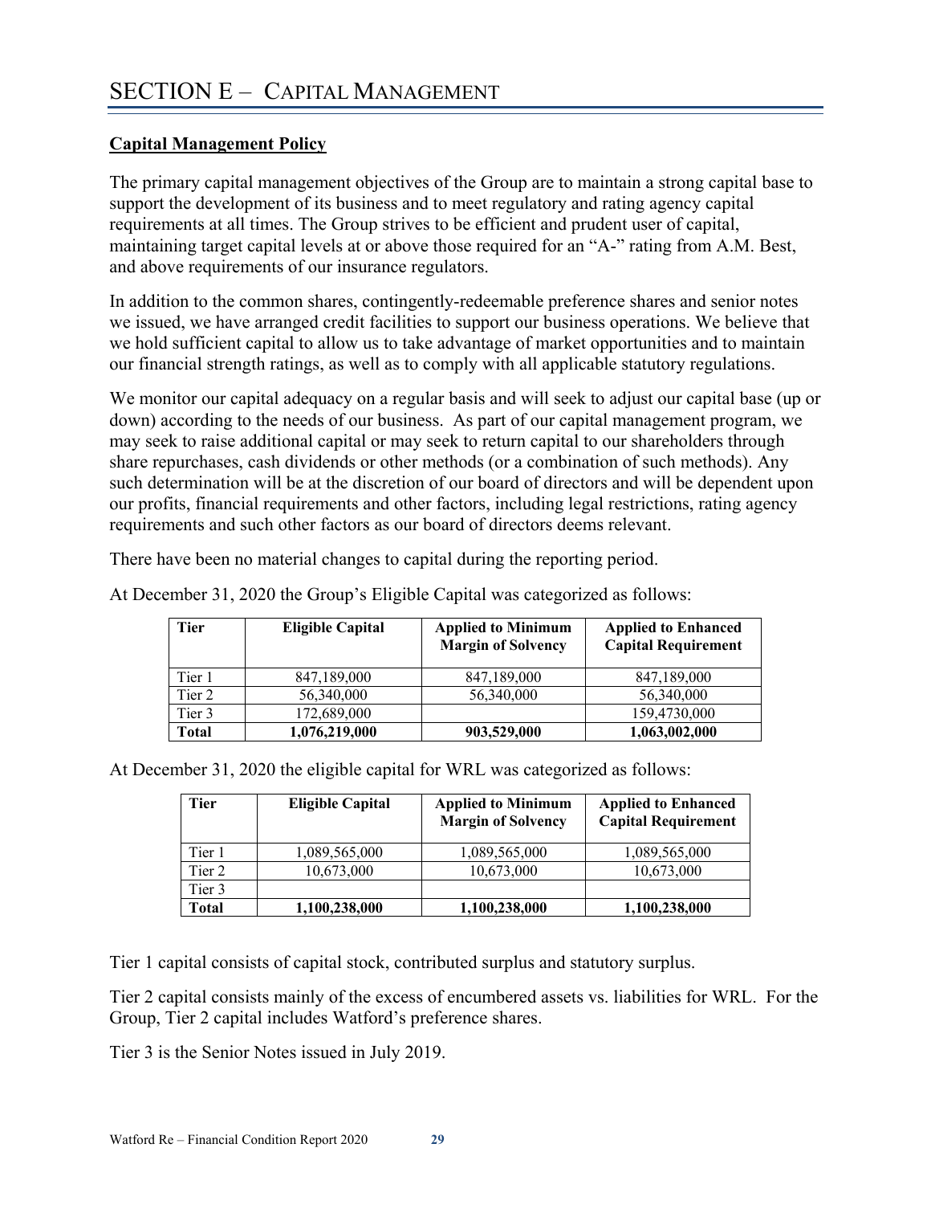# SECTION E – CAPITAL MANAGEMENT

**Capital Management Policy**

The primary capital management objectives of the Group are to maintain a strong capital base to support the development of its business and to meet regulatory and rating agency capital requirements at all times. The Group strives to be efficient and prudent user of capital, maintaining target capital levels at or above those required for an "A-" rating from A.M. Best, and above requirements of our insurance regulators.

In addition to the common shares, contingently-redeemable preference shares and senior notes we issued, we have arranged credit facilities to support our business operations. We believe that we hold sufficient capital to allow us to take advantage of market opportunities and to maintain our financial strength ratings, as well as to comply with all applicable statutory regulations.

We monitor our capital adequacy on a regular basis and will seek to adjust our capital base (up or down) according to the needs of our business. As part of our capital management program, we may seek to raise additional capital or may seek to return capital to our shareholders through share repurchases, cash dividends or other methods (or a combination of such methods). Any such determination will be at the discretion of our board of directors and will be dependent upon our profits, financial requirements and other factors, including legal restrictions, rating agency requirements and such other factors as our board of directors deems relevant.

There have been no material changes to capital during the reporting period.

At December 31, 2020 the Group's Eligible Capital was categorized as follows:

| Tier | Eligible Capital | Applied to Minimum Margin of Solvency | Applied to Enhanced Capital Requirement |
|---|---|---|---|
| Tier 1 | 847,189,000 | 847,189,000 | 847,189,000 |
| Tier 2 | 56,340,000 | 56,340,000 | 56,340,000 |
| Tier 3 | 172,689,000 | | 159,4730,000 |
| **Total** | **1,076,219,000** | **903,529,000** | **1,063,002,000** |

At December 31, 2020 the eligible capital for WRL was categorized as follows:

| Tier | Eligible Capital | Applied to Minimum Margin of Solvency | Applied to Enhanced Capital Requirement |
|---|---|---|---|
| Tier 1 | 1,089,565,000 | 1,089,565,000 | 1,089,565,000 |
| Tier 2 | 10,673,000 | 10,673,000 | 10,673,000 |
| Tier 3 | | | |
| **Total** | **1,100,238,000** | **1,100,238,000** | **1,100,238,000** |

Tier 1 capital consists of capital stock, contributed surplus and statutory surplus.

Tier 2 capital consists mainly of the excess of encumbered assets vs. liabilities for WRL. For the Group, Tier 2 capital includes Watford's preference shares.

Tier 3 is the Senior Notes issued in July 2019.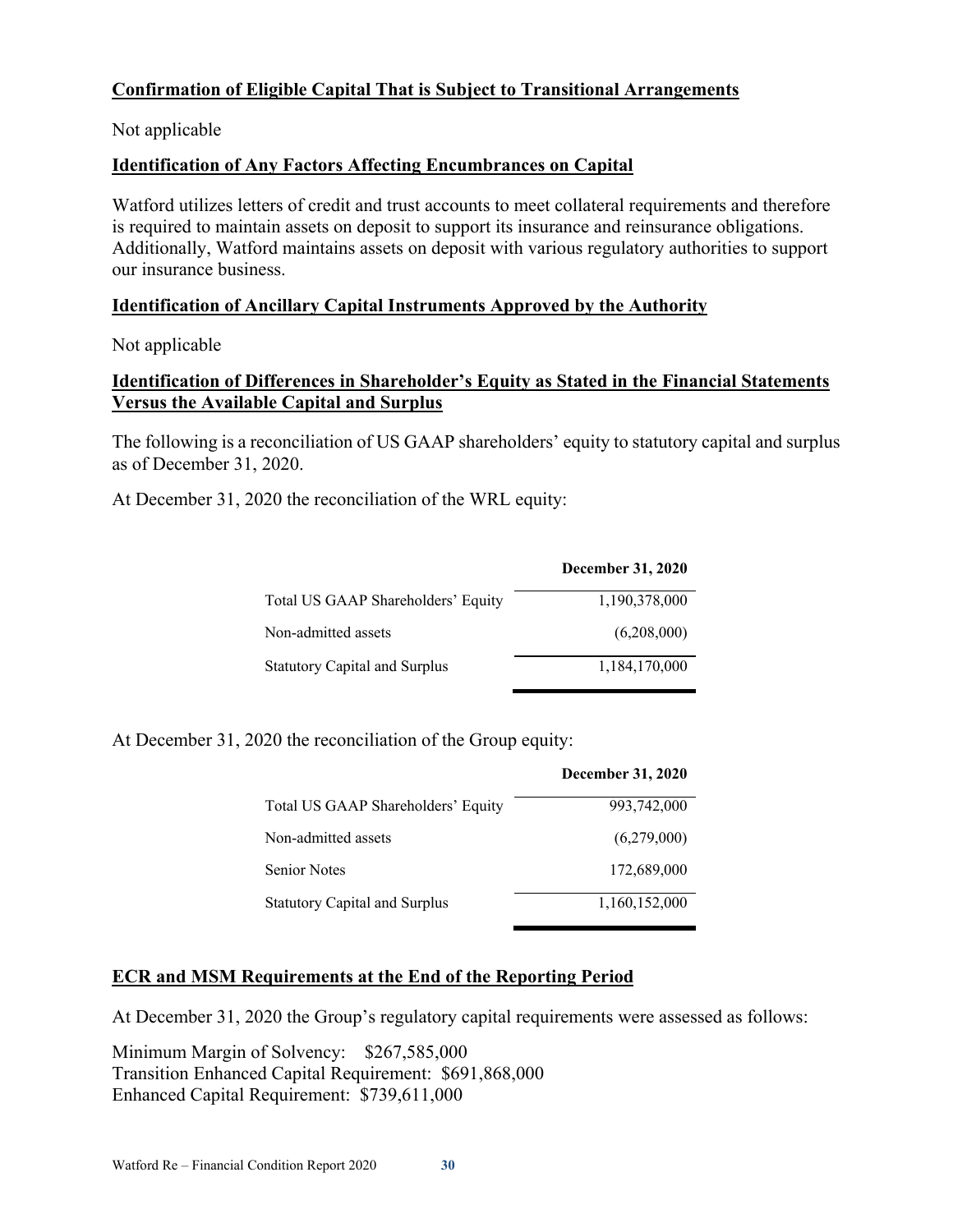**Confirmation of Eligible Capital That is Subject to Transitional Arrangements**

Not applicable

**Identification of Any Factors Affecting Encumbrances on Capital**

Watford utilizes letters of credit and trust accounts to meet collateral requirements and therefore is required to maintain assets on deposit to support its insurance and reinsurance obligations. Additionally, Watford maintains assets on deposit with various regulatory authorities to support our insurance business.

**Identification of Ancillary Capital Instruments Approved by the Authority**

Not applicable

**Identification of Differences in Shareholder's Equity as Stated in the Financial Statements Versus the Available Capital and Surplus**

The following is a reconciliation of US GAAP shareholders' equity to statutory capital and surplus as of December 31, 2020.

At December 31, 2020 the reconciliation of the WRL equity:

| | December 31, 2020 |
|---|---|
| Total US GAAP Shareholders' Equity | 1,190,378,000 |
| Non-admitted assets | (6,208,000) |
| Statutory Capital and Surplus | 1,184,170,000 |

At December 31, 2020 the reconciliation of the Group equity:

| | December 31, 2020 |
|---|---|
| Total US GAAP Shareholders' Equity | 993,742,000 |
| Non-admitted assets | (6,279,000) |
| Senior Notes | 172,689,000 |
| Statutory Capital and Surplus | 1,160,152,000 |

**ECR and MSM Requirements at the End of the Reporting Period**

At December 31, 2020 the Group's regulatory capital requirements were assessed as follows:

Minimum Margin of Solvency: $267,585,000
Transition Enhanced Capital Requirement: $691,868,000
Enhanced Capital Requirement: $739,611,000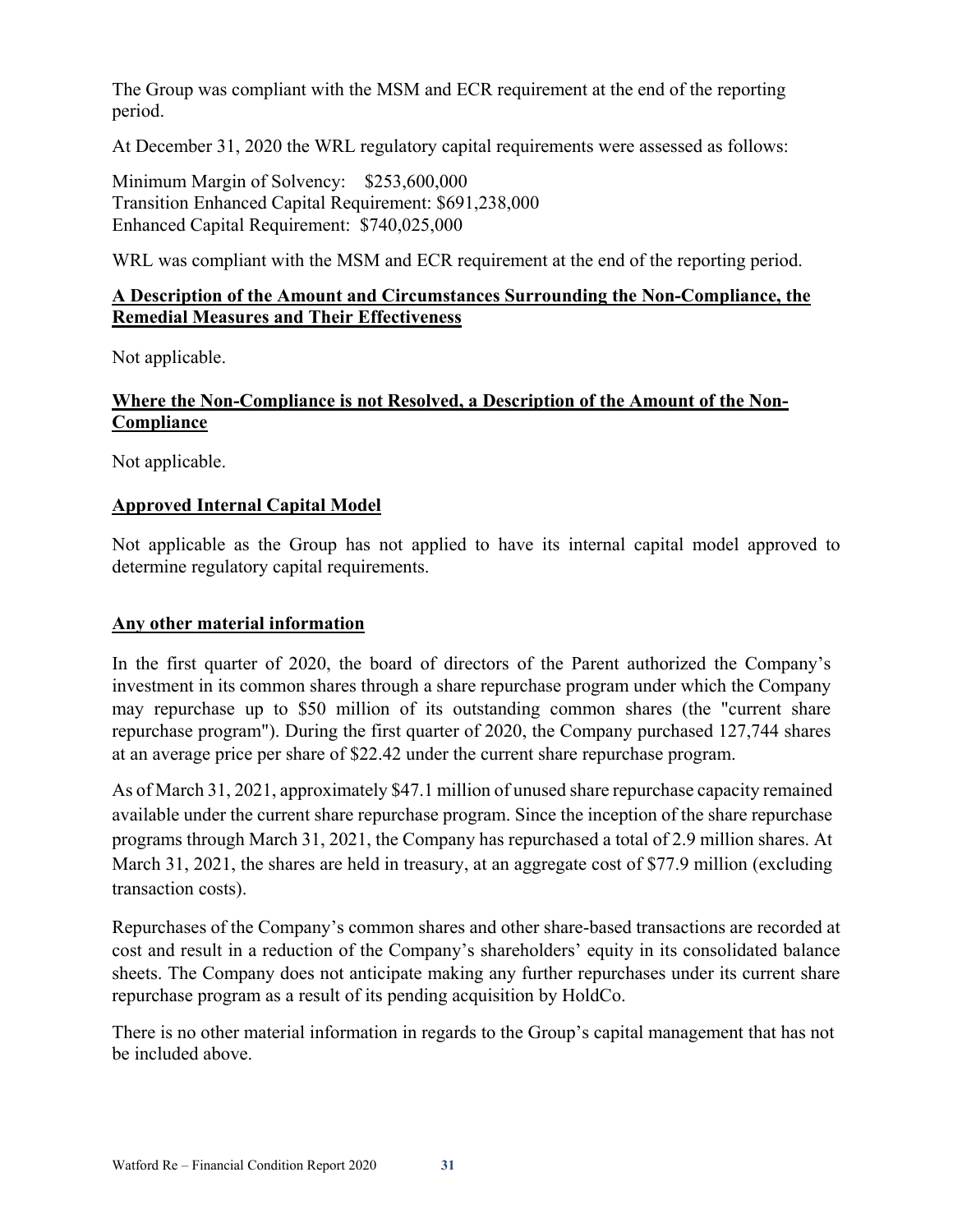The Group was compliant with the MSM and ECR requirement at the end of the reporting period.

At December 31, 2020 the WRL regulatory capital requirements were assessed as follows:

Minimum Margin of Solvency: $253,600,000
Transition Enhanced Capital Requirement: $691,238,000
Enhanced Capital Requirement: $740,025,000

WRL was compliant with the MSM and ECR requirement at the end of the reporting period.

## A Description of the Amount and Circumstances Surrounding the Non-Compliance, the Remedial Measures and Their Effectiveness

Not applicable.

## Where the Non-Compliance is not Resolved, a Description of the Amount of the Non-Compliance

Not applicable.

## Approved Internal Capital Model

Not applicable as the Group has not applied to have its internal capital model approved to determine regulatory capital requirements.

## Any other material information

In the first quarter of 2020, the board of directors of the Parent authorized the Company's investment in its common shares through a share repurchase program under which the Company may repurchase up to $50 million of its outstanding common shares (the "current share repurchase program"). During the first quarter of 2020, the Company purchased 127,744 shares at an average price per share of $22.42 under the current share repurchase program.

As of March 31, 2021, approximately $47.1 million of unused share repurchase capacity remained available under the current share repurchase program. Since the inception of the share repurchase programs through March 31, 2021, the Company has repurchased a total of 2.9 million shares. At March 31, 2021, the shares are held in treasury, at an aggregate cost of $77.9 million (excluding transaction costs).

Repurchases of the Company's common shares and other share-based transactions are recorded at cost and result in a reduction of the Company's shareholders' equity in its consolidated balance sheets. The Company does not anticipate making any further repurchases under its current share repurchase program as a result of its pending acquisition by HoldCo.

There is no other material information in regards to the Group's capital management that has not be included above.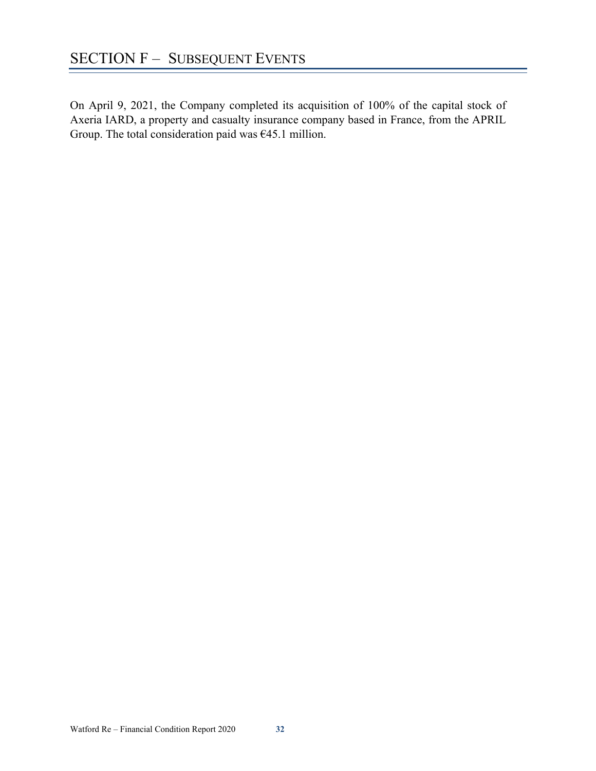# SECTION F – SUBSEQUENT EVENTS

On April 9, 2021, the Company completed its acquisition of 100% of the capital stock of Axeria IARD, a property and casualty insurance company based in France, from the APRIL Group. The total consideration paid was €45.1 million.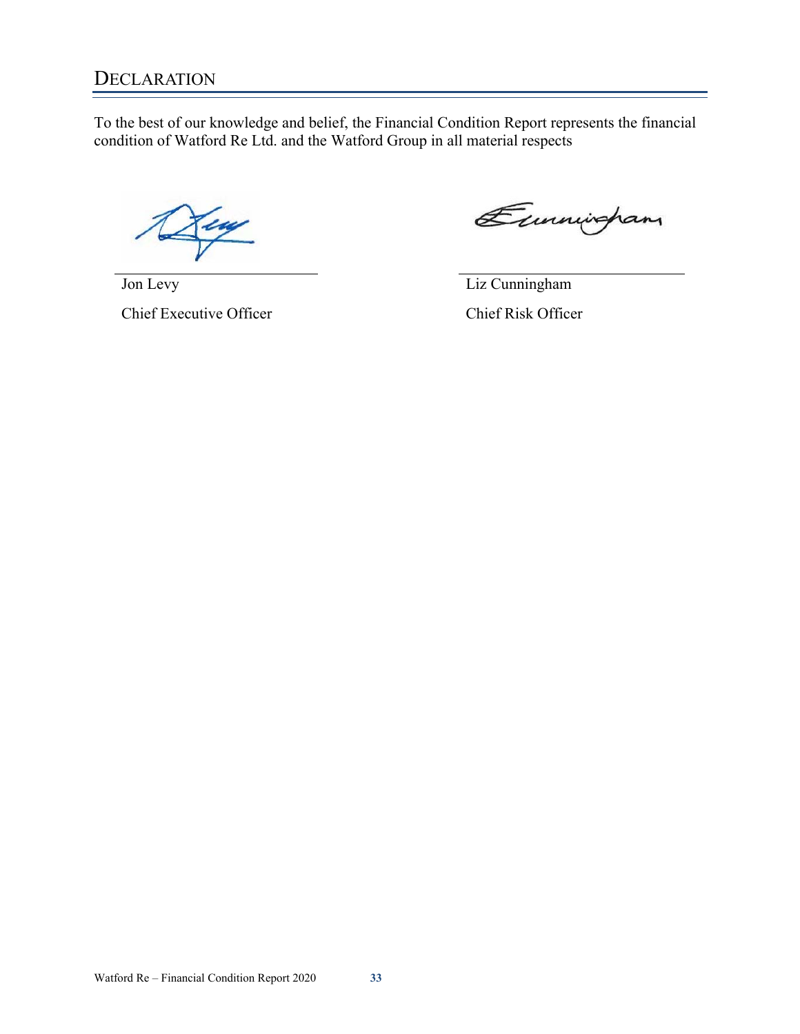# DECLARATION

To the best of our knowledge and belief, the Financial Condition Report represents the financial condition of Watford Re Ltd. and the Watford Group in all material respects

| | |
|---|---|
| Jon Levy | Liz Cunningham |
| Chief Executive Officer | Chief Risk Officer |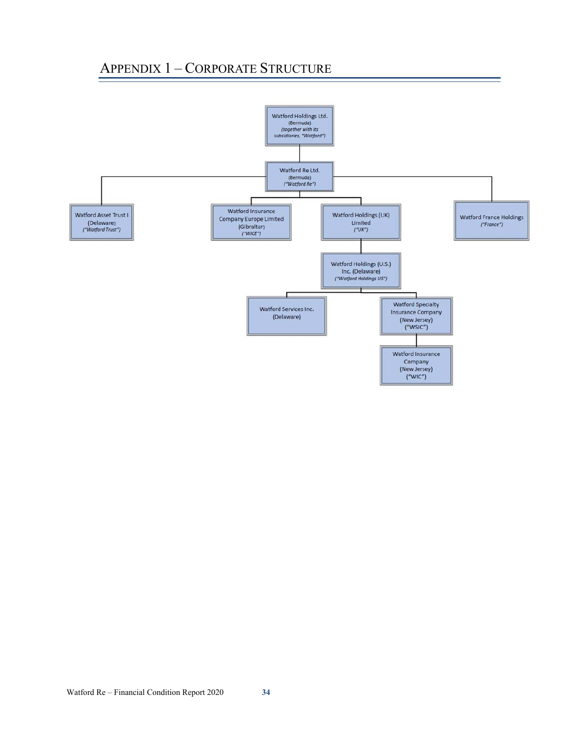# APPENDIX 1 – CORPORATE STRUCTURE

Watford Holdings Ltd.
(Bermuda)
(together with its subsidiaries, "Watford")

Watford Re Ltd.
(Bermuda)
("Watford Re")

Watford Asset Trust I
(Delaware)
("Watford Trust")

Watford Insurance Company Europe Limited
(Gibraltar)
("WICE")

Watford Holdings (UK) Limited
("UK")

Watford France Holdings
("France")

Watford Holdings (U.S.) Inc. (Delaware)
("Watford Holdings US")

Watford Services Inc.
(Delaware)

Watford Specialty Insurance Company
(New Jersey)
("WSIC")

Watford Insurance Company
(New Jersey)
("WIC")